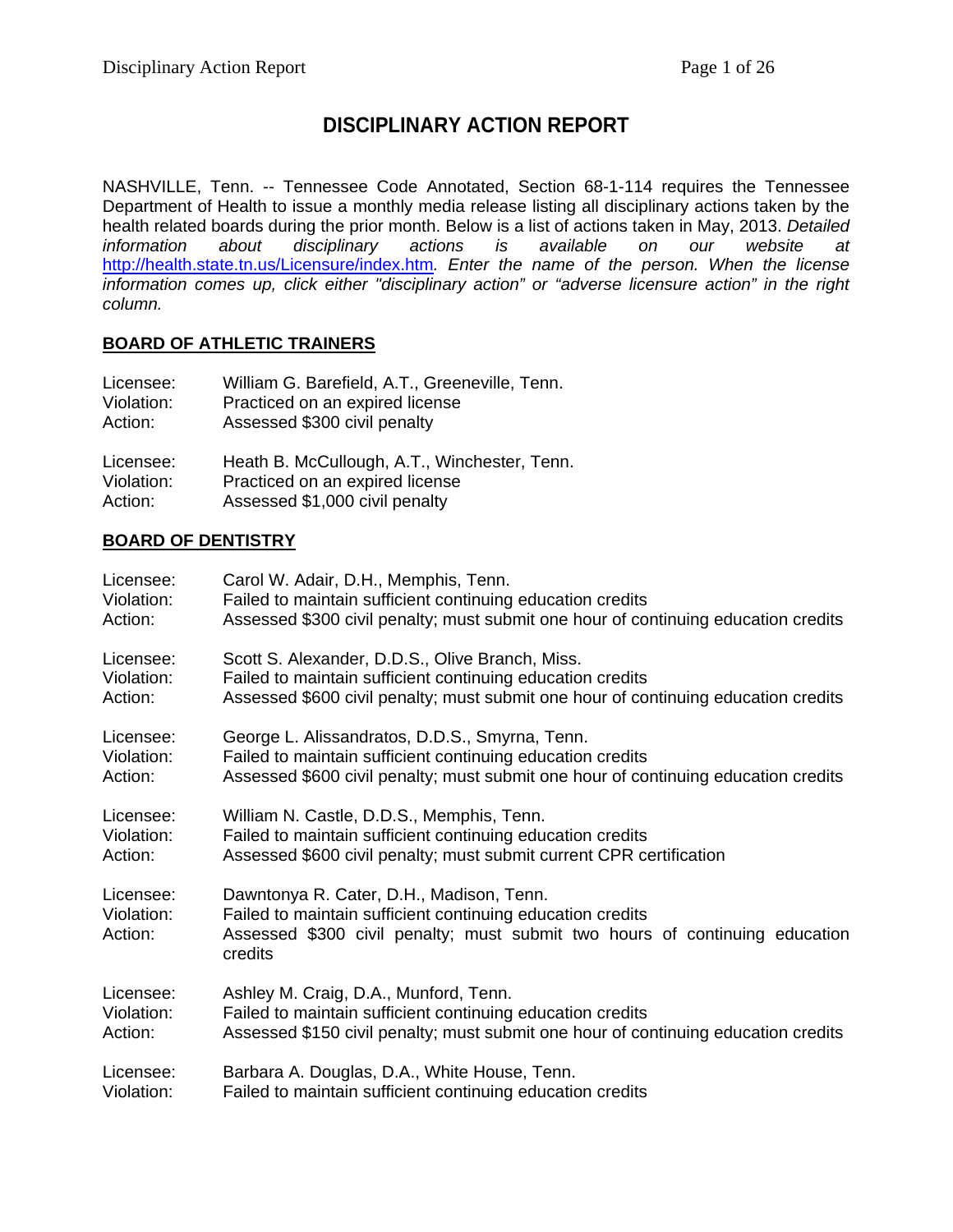# DISCIPLINARY ACTION REPORT

NASHVILLE, Tenn. -- Tennessee Code Annotated, Section 68-1-114 requires the Tennessee Department of Health to issue a monthly media release listing all disciplinary actions taken by the health related boards during the prior month. Below is a list of actions taken in May, 2013. *Detailed information about disciplinary actions is available on our website at* http://health.state.tn.us/Licensure/index.htm. *Enter the name of the person. When the license information comes up, click either "disciplinary action" or "adverse licensure action" in the right column.*

## BOARD OF ATHLETIC TRAINERS

Licensee: William G. Barefield, A.T., Greeneville, Tenn.
Violation: Practiced on an expired license
Action: Assessed $300 civil penalty

Licensee: Heath B. McCullough, A.T., Winchester, Tenn.
Violation: Practiced on an expired license
Action: Assessed $1,000 civil penalty

## BOARD OF DENTISTRY

Licensee: Carol W. Adair, D.H., Memphis, Tenn.
Violation: Failed to maintain sufficient continuing education credits
Action: Assessed $300 civil penalty; must submit one hour of continuing education credits

Licensee: Scott S. Alexander, D.D.S., Olive Branch, Miss.
Violation: Failed to maintain sufficient continuing education credits
Action: Assessed $600 civil penalty; must submit one hour of continuing education credits

Licensee: George L. Alissandratos, D.D.S., Smyrna, Tenn.
Violation: Failed to maintain sufficient continuing education credits
Action: Assessed $600 civil penalty; must submit one hour of continuing education credits

Licensee: William N. Castle, D.D.S., Memphis, Tenn.
Violation: Failed to maintain sufficient continuing education credits
Action: Assessed $600 civil penalty; must submit current CPR certification

Licensee: Dawntonya R. Cater, D.H., Madison, Tenn.
Violation: Failed to maintain sufficient continuing education credits
Action: Assessed $300 civil penalty; must submit two hours of continuing education credits

Licensee: Ashley M. Craig, D.A., Munford, Tenn.
Violation: Failed to maintain sufficient continuing education credits
Action: Assessed $150 civil penalty; must submit one hour of continuing education credits

Licensee: Barbara A. Douglas, D.A., White House, Tenn.
Violation: Failed to maintain sufficient continuing education credits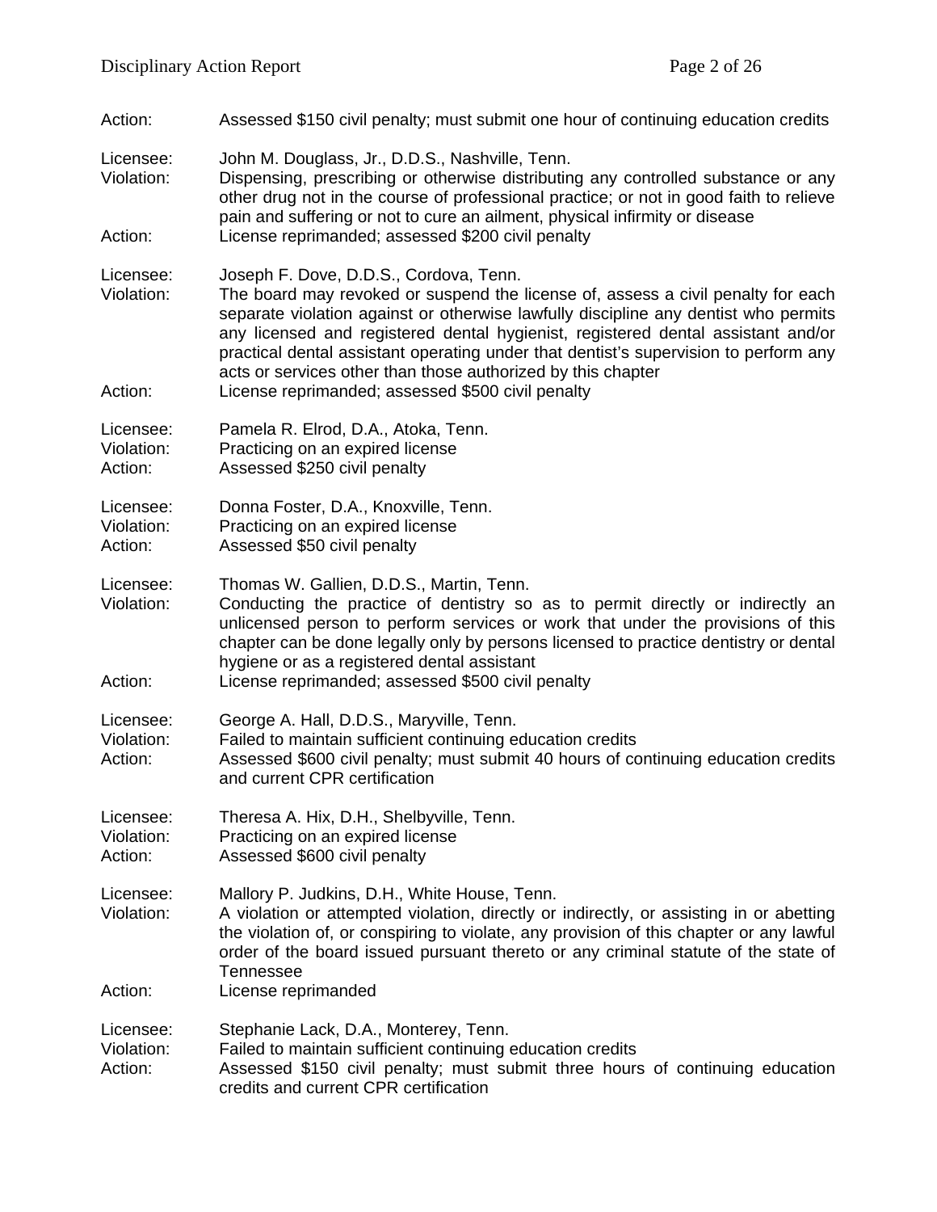Action: Assessed $150 civil penalty; must submit one hour of continuing education credits

Licensee: John M. Douglass, Jr., D.D.S., Nashville, Tenn.
Violation: Dispensing, prescribing or otherwise distributing any controlled substance or any other drug not in the course of professional practice; or not in good faith to relieve pain and suffering or not to cure an ailment, physical infirmity or disease
Action: License reprimanded; assessed $200 civil penalty

Licensee: Joseph F. Dove, D.D.S., Cordova, Tenn.
Violation: The board may revoked or suspend the license of, assess a civil penalty for each separate violation against or otherwise lawfully discipline any dentist who permits any licensed and registered dental hygienist, registered dental assistant and/or practical dental assistant operating under that dentist's supervision to perform any acts or services other than those authorized by this chapter
Action: License reprimanded; assessed $500 civil penalty

Licensee: Pamela R. Elrod, D.A., Atoka, Tenn.
Violation: Practicing on an expired license
Action: Assessed $250 civil penalty

Licensee: Donna Foster, D.A., Knoxville, Tenn.
Violation: Practicing on an expired license
Action: Assessed $50 civil penalty

Licensee: Thomas W. Gallien, D.D.S., Martin, Tenn.
Violation: Conducting the practice of dentistry so as to permit directly or indirectly an unlicensed person to perform services or work that under the provisions of this chapter can be done legally only by persons licensed to practice dentistry or dental hygiene or as a registered dental assistant
Action: License reprimanded; assessed $500 civil penalty

Licensee: George A. Hall, D.D.S., Maryville, Tenn.
Violation: Failed to maintain sufficient continuing education credits
Action: Assessed $600 civil penalty; must submit 40 hours of continuing education credits and current CPR certification

Licensee: Theresa A. Hix, D.H., Shelbyville, Tenn.
Violation: Practicing on an expired license
Action: Assessed $600 civil penalty

Licensee: Mallory P. Judkins, D.H., White House, Tenn.
Violation: A violation or attempted violation, directly or indirectly, or assisting in or abetting the violation of, or conspiring to violate, any provision of this chapter or any lawful order of the board issued pursuant thereto or any criminal statute of the state of Tennessee
Action: License reprimanded

Licensee: Stephanie Lack, D.A., Monterey, Tenn.
Violation: Failed to maintain sufficient continuing education credits
Action: Assessed $150 civil penalty; must submit three hours of continuing education credits and current CPR certification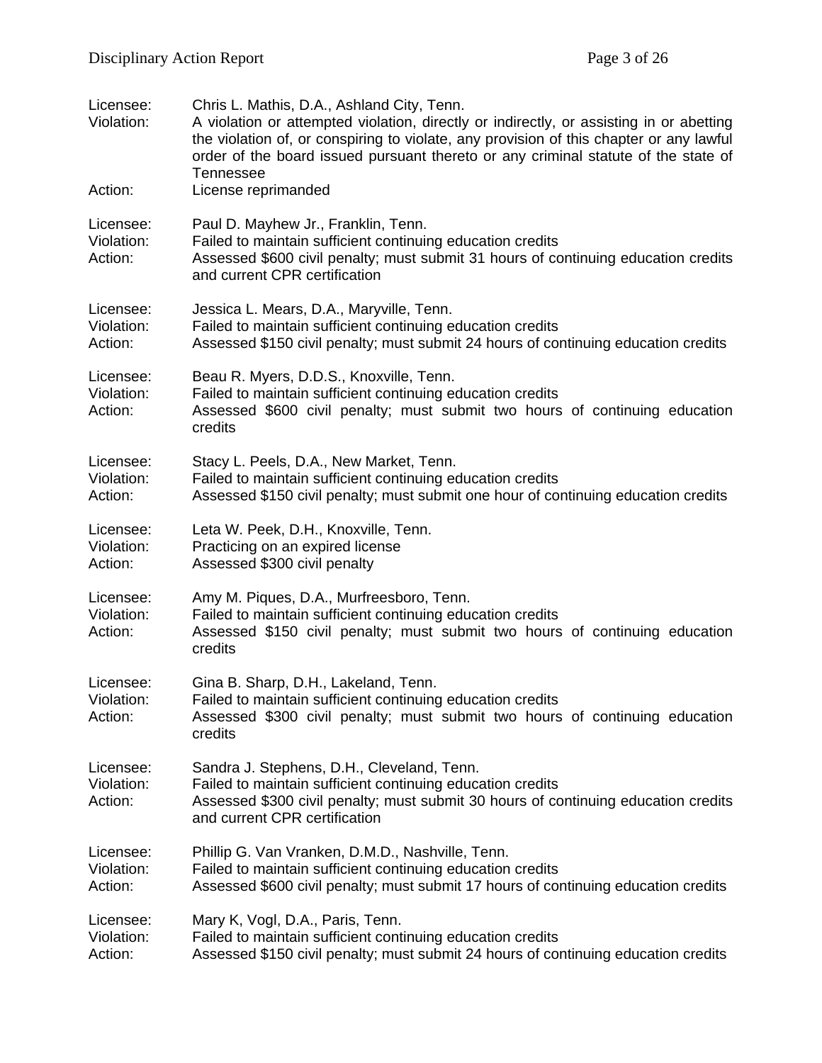Licensee: Chris L. Mathis, D.A., Ashland City, Tenn.
Violation: A violation or attempted violation, directly or indirectly, or assisting in or abetting the violation of, or conspiring to violate, any provision of this chapter or any lawful order of the board issued pursuant thereto or any criminal statute of the state of Tennessee
Action: License reprimanded

Licensee: Paul D. Mayhew Jr., Franklin, Tenn.
Violation: Failed to maintain sufficient continuing education credits
Action: Assessed $600 civil penalty; must submit 31 hours of continuing education credits and current CPR certification

Licensee: Jessica L. Mears, D.A., Maryville, Tenn.
Violation: Failed to maintain sufficient continuing education credits
Action: Assessed $150 civil penalty; must submit 24 hours of continuing education credits

Licensee: Beau R. Myers, D.D.S., Knoxville, Tenn.
Violation: Failed to maintain sufficient continuing education credits
Action: Assessed $600 civil penalty; must submit two hours of continuing education credits

Licensee: Stacy L. Peels, D.A., New Market, Tenn.
Violation: Failed to maintain sufficient continuing education credits
Action: Assessed $150 civil penalty; must submit one hour of continuing education credits

Licensee: Leta W. Peek, D.H., Knoxville, Tenn.
Violation: Practicing on an expired license
Action: Assessed $300 civil penalty

Licensee: Amy M. Piques, D.A., Murfreesboro, Tenn.
Violation: Failed to maintain sufficient continuing education credits
Action: Assessed $150 civil penalty; must submit two hours of continuing education credits

Licensee: Gina B. Sharp, D.H., Lakeland, Tenn.
Violation: Failed to maintain sufficient continuing education credits
Action: Assessed $300 civil penalty; must submit two hours of continuing education credits

Licensee: Sandra J. Stephens, D.H., Cleveland, Tenn.
Violation: Failed to maintain sufficient continuing education credits
Action: Assessed $300 civil penalty; must submit 30 hours of continuing education credits and current CPR certification

Licensee: Phillip G. Van Vranken, D.M.D., Nashville, Tenn.
Violation: Failed to maintain sufficient continuing education credits
Action: Assessed $600 civil penalty; must submit 17 hours of continuing education credits

Licensee: Mary K, Vogl, D.A., Paris, Tenn.
Violation: Failed to maintain sufficient continuing education credits
Action: Assessed $150 civil penalty; must submit 24 hours of continuing education credits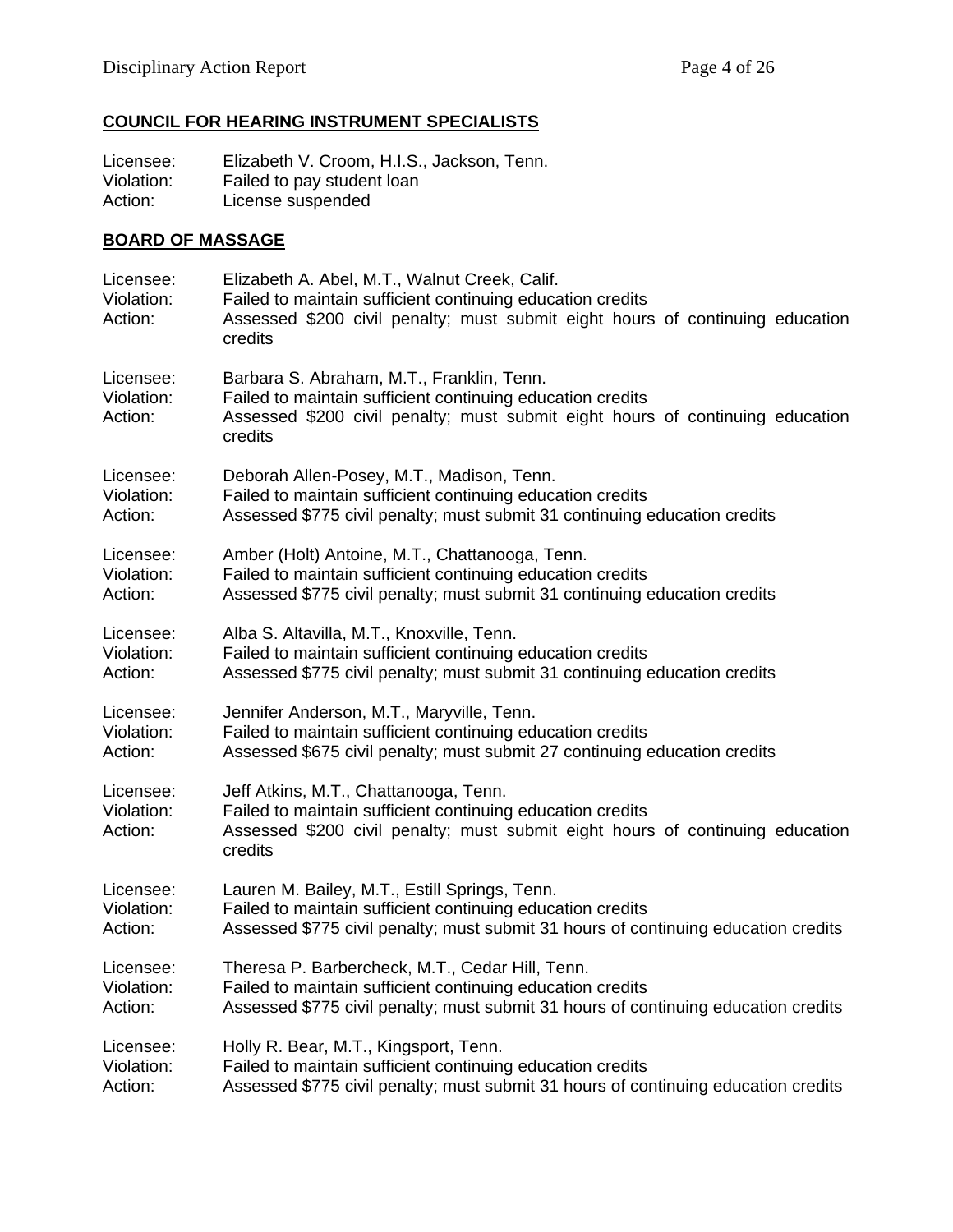## COUNCIL FOR HEARING INSTRUMENT SPECIALISTS

Licensee: Elizabeth V. Croom, H.I.S., Jackson, Tenn.
Violation: Failed to pay student loan
Action: License suspended

## BOARD OF MASSAGE

Licensee: Elizabeth A. Abel, M.T., Walnut Creek, Calif.
Violation: Failed to maintain sufficient continuing education credits
Action: Assessed $200 civil penalty; must submit eight hours of continuing education credits

Licensee: Barbara S. Abraham, M.T., Franklin, Tenn.
Violation: Failed to maintain sufficient continuing education credits
Action: Assessed $200 civil penalty; must submit eight hours of continuing education credits

Licensee: Deborah Allen-Posey, M.T., Madison, Tenn.
Violation: Failed to maintain sufficient continuing education credits
Action: Assessed $775 civil penalty; must submit 31 continuing education credits

Licensee: Amber (Holt) Antoine, M.T., Chattanooga, Tenn.
Violation: Failed to maintain sufficient continuing education credits
Action: Assessed $775 civil penalty; must submit 31 continuing education credits

Licensee: Alba S. Altavilla, M.T., Knoxville, Tenn.
Violation: Failed to maintain sufficient continuing education credits
Action: Assessed $775 civil penalty; must submit 31 continuing education credits

Licensee: Jennifer Anderson, M.T., Maryville, Tenn.
Violation: Failed to maintain sufficient continuing education credits
Action: Assessed $675 civil penalty; must submit 27 continuing education credits

Licensee: Jeff Atkins, M.T., Chattanooga, Tenn.
Violation: Failed to maintain sufficient continuing education credits
Action: Assessed $200 civil penalty; must submit eight hours of continuing education credits

Licensee: Lauren M. Bailey, M.T., Estill Springs, Tenn.
Violation: Failed to maintain sufficient continuing education credits
Action: Assessed $775 civil penalty; must submit 31 hours of continuing education credits

Licensee: Theresa P. Barbercheck, M.T., Cedar Hill, Tenn.
Violation: Failed to maintain sufficient continuing education credits
Action: Assessed $775 civil penalty; must submit 31 hours of continuing education credits

Licensee: Holly R. Bear, M.T., Kingsport, Tenn.
Violation: Failed to maintain sufficient continuing education credits
Action: Assessed $775 civil penalty; must submit 31 hours of continuing education credits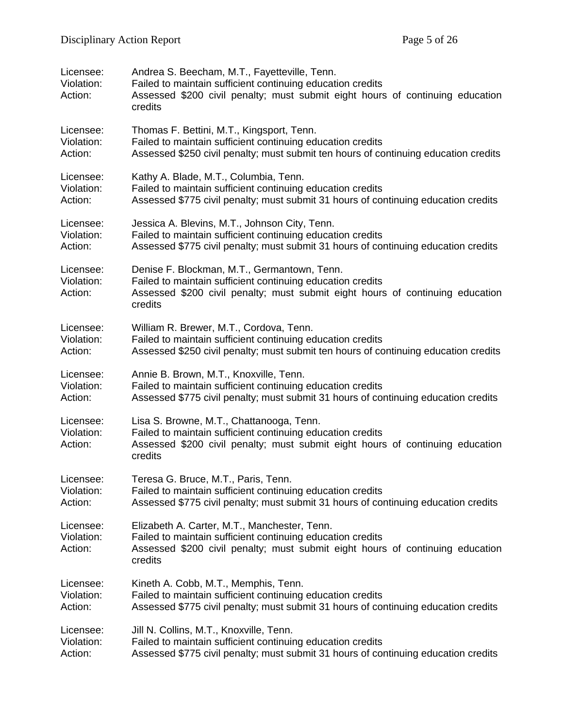Licensee: Andrea S. Beecham, M.T., Fayetteville, Tenn.
Violation: Failed to maintain sufficient continuing education credits
Action: Assessed $200 civil penalty; must submit eight hours of continuing education credits

Licensee: Thomas F. Bettini, M.T., Kingsport, Tenn.
Violation: Failed to maintain sufficient continuing education credits
Action: Assessed $250 civil penalty; must submit ten hours of continuing education credits

Licensee: Kathy A. Blade, M.T., Columbia, Tenn.
Violation: Failed to maintain sufficient continuing education credits
Action: Assessed $775 civil penalty; must submit 31 hours of continuing education credits

Licensee: Jessica A. Blevins, M.T., Johnson City, Tenn.
Violation: Failed to maintain sufficient continuing education credits
Action: Assessed $775 civil penalty; must submit 31 hours of continuing education credits

Licensee: Denise F. Blockman, M.T., Germantown, Tenn.
Violation: Failed to maintain sufficient continuing education credits
Action: Assessed $200 civil penalty; must submit eight hours of continuing education credits

Licensee: William R. Brewer, M.T., Cordova, Tenn.
Violation: Failed to maintain sufficient continuing education credits
Action: Assessed $250 civil penalty; must submit ten hours of continuing education credits

Licensee: Annie B. Brown, M.T., Knoxville, Tenn.
Violation: Failed to maintain sufficient continuing education credits
Action: Assessed $775 civil penalty; must submit 31 hours of continuing education credits

Licensee: Lisa S. Browne, M.T., Chattanooga, Tenn.
Violation: Failed to maintain sufficient continuing education credits
Action: Assessed $200 civil penalty; must submit eight hours of continuing education credits

Licensee: Teresa G. Bruce, M.T., Paris, Tenn.
Violation: Failed to maintain sufficient continuing education credits
Action: Assessed $775 civil penalty; must submit 31 hours of continuing education credits

Licensee: Elizabeth A. Carter, M.T., Manchester, Tenn.
Violation: Failed to maintain sufficient continuing education credits
Action: Assessed $200 civil penalty; must submit eight hours of continuing education credits

Licensee: Kineth A. Cobb, M.T., Memphis, Tenn.
Violation: Failed to maintain sufficient continuing education credits
Action: Assessed $775 civil penalty; must submit 31 hours of continuing education credits

Licensee: Jill N. Collins, M.T., Knoxville, Tenn.
Violation: Failed to maintain sufficient continuing education credits
Action: Assessed $775 civil penalty; must submit 31 hours of continuing education credits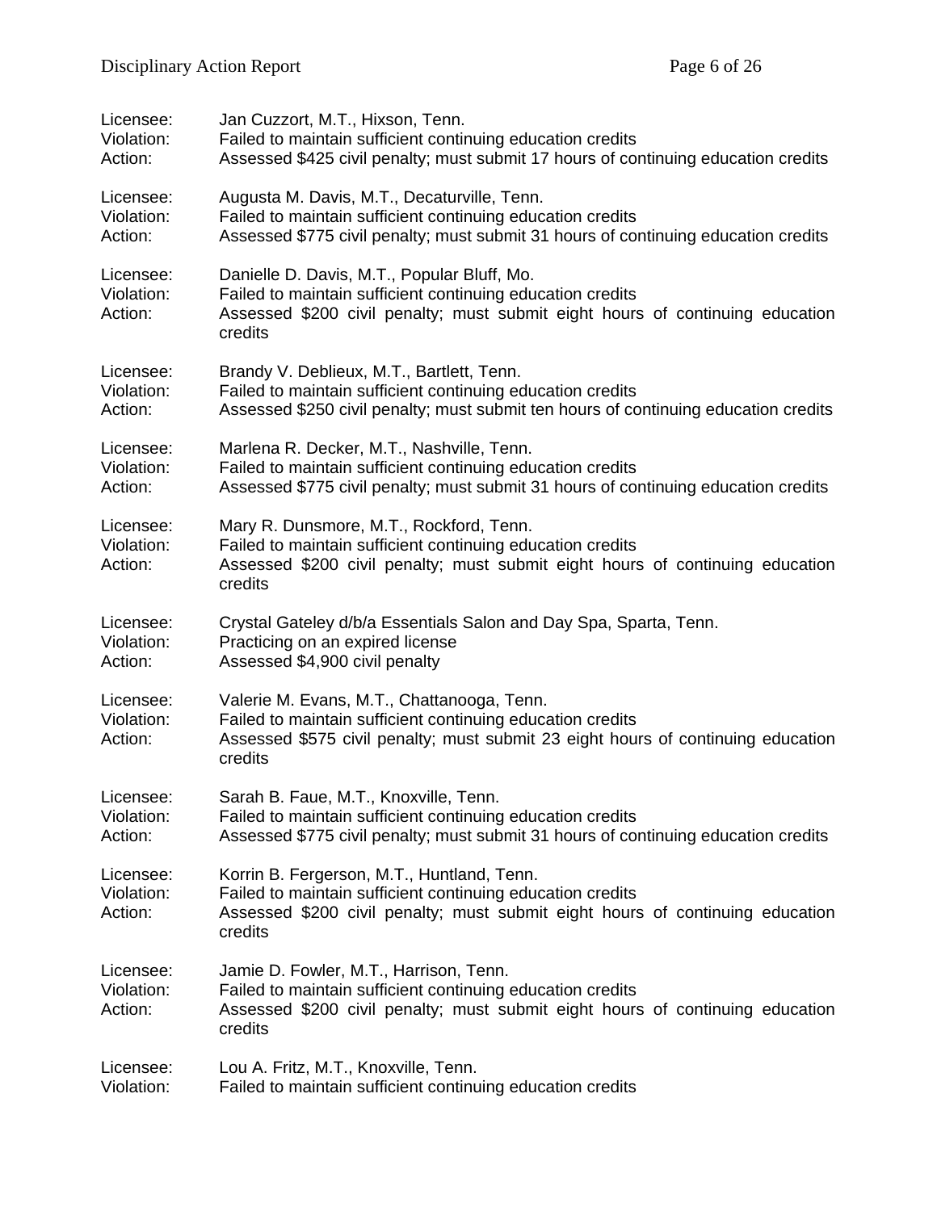Licensee: Jan Cuzzort, M.T., Hixson, Tenn.
Violation: Failed to maintain sufficient continuing education credits
Action: Assessed $425 civil penalty; must submit 17 hours of continuing education credits

Licensee: Augusta M. Davis, M.T., Decaturville, Tenn.
Violation: Failed to maintain sufficient continuing education credits
Action: Assessed $775 civil penalty; must submit 31 hours of continuing education credits

Licensee: Danielle D. Davis, M.T., Popular Bluff, Mo.
Violation: Failed to maintain sufficient continuing education credits
Action: Assessed $200 civil penalty; must submit eight hours of continuing education credits

Licensee: Brandy V. Deblieux, M.T., Bartlett, Tenn.
Violation: Failed to maintain sufficient continuing education credits
Action: Assessed $250 civil penalty; must submit ten hours of continuing education credits

Licensee: Marlena R. Decker, M.T., Nashville, Tenn.
Violation: Failed to maintain sufficient continuing education credits
Action: Assessed $775 civil penalty; must submit 31 hours of continuing education credits

Licensee: Mary R. Dunsmore, M.T., Rockford, Tenn.
Violation: Failed to maintain sufficient continuing education credits
Action: Assessed $200 civil penalty; must submit eight hours of continuing education credits

Licensee: Crystal Gateley d/b/a Essentials Salon and Day Spa, Sparta, Tenn.
Violation: Practicing on an expired license
Action: Assessed $4,900 civil penalty

Licensee: Valerie M. Evans, M.T., Chattanooga, Tenn.
Violation: Failed to maintain sufficient continuing education credits
Action: Assessed $575 civil penalty; must submit 23 eight hours of continuing education credits

Licensee: Sarah B. Faue, M.T., Knoxville, Tenn.
Violation: Failed to maintain sufficient continuing education credits
Action: Assessed $775 civil penalty; must submit 31 hours of continuing education credits

Licensee: Korrin B. Fergerson, M.T., Huntland, Tenn.
Violation: Failed to maintain sufficient continuing education credits
Action: Assessed $200 civil penalty; must submit eight hours of continuing education credits

Licensee: Jamie D. Fowler, M.T., Harrison, Tenn.
Violation: Failed to maintain sufficient continuing education credits
Action: Assessed $200 civil penalty; must submit eight hours of continuing education credits

Licensee: Lou A. Fritz, M.T., Knoxville, Tenn.
Violation: Failed to maintain sufficient continuing education credits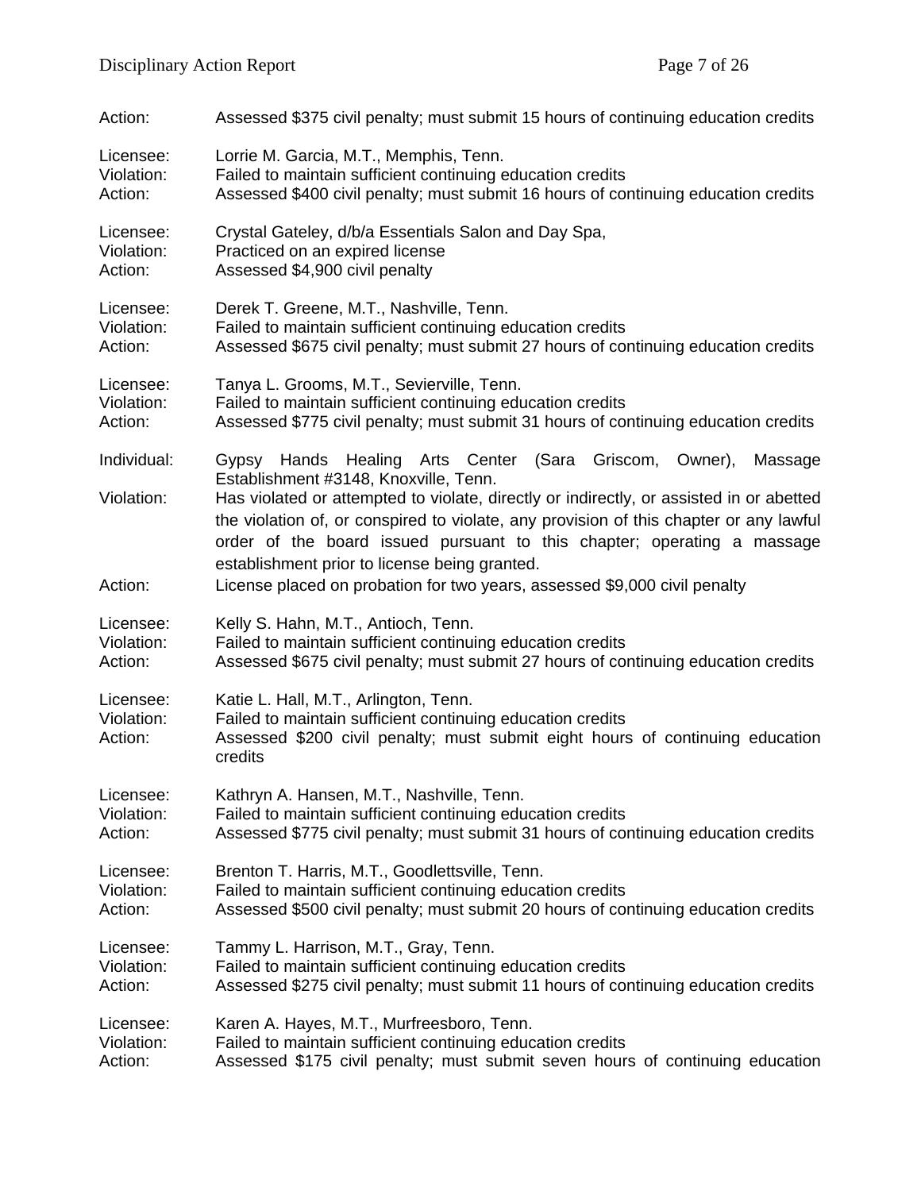Action: Assessed $375 civil penalty; must submit 15 hours of continuing education credits

Licensee: Lorrie M. Garcia, M.T., Memphis, Tenn.
Violation: Failed to maintain sufficient continuing education credits
Action: Assessed $400 civil penalty; must submit 16 hours of continuing education credits

Licensee: Crystal Gateley, d/b/a Essentials Salon and Day Spa,
Violation: Practiced on an expired license
Action: Assessed $4,900 civil penalty

Licensee: Derek T. Greene, M.T., Nashville, Tenn.
Violation: Failed to maintain sufficient continuing education credits
Action: Assessed $675 civil penalty; must submit 27 hours of continuing education credits

Licensee: Tanya L. Grooms, M.T., Sevierville, Tenn.
Violation: Failed to maintain sufficient continuing education credits
Action: Assessed $775 civil penalty; must submit 31 hours of continuing education credits

Individual: Gypsy Hands Healing Arts Center (Sara Griscom, Owner), Massage Establishment #3148, Knoxville, Tenn.
Violation: Has violated or attempted to violate, directly or indirectly, or assisted in or abetted the violation of, or conspired to violate, any provision of this chapter or any lawful order of the board issued pursuant to this chapter; operating a massage establishment prior to license being granted.
Action: License placed on probation for two years, assessed $9,000 civil penalty

Licensee: Kelly S. Hahn, M.T., Antioch, Tenn.
Violation: Failed to maintain sufficient continuing education credits
Action: Assessed $675 civil penalty; must submit 27 hours of continuing education credits

Licensee: Katie L. Hall, M.T., Arlington, Tenn.
Violation: Failed to maintain sufficient continuing education credits
Action: Assessed $200 civil penalty; must submit eight hours of continuing education credits

Licensee: Kathryn A. Hansen, M.T., Nashville, Tenn.
Violation: Failed to maintain sufficient continuing education credits
Action: Assessed $775 civil penalty; must submit 31 hours of continuing education credits

Licensee: Brenton T. Harris, M.T., Goodlettsville, Tenn.
Violation: Failed to maintain sufficient continuing education credits
Action: Assessed $500 civil penalty; must submit 20 hours of continuing education credits

Licensee: Tammy L. Harrison, M.T., Gray, Tenn.
Violation: Failed to maintain sufficient continuing education credits
Action: Assessed $275 civil penalty; must submit 11 hours of continuing education credits

Licensee: Karen A. Hayes, M.T., Murfreesboro, Tenn.
Violation: Failed to maintain sufficient continuing education credits
Action: Assessed $175 civil penalty; must submit seven hours of continuing education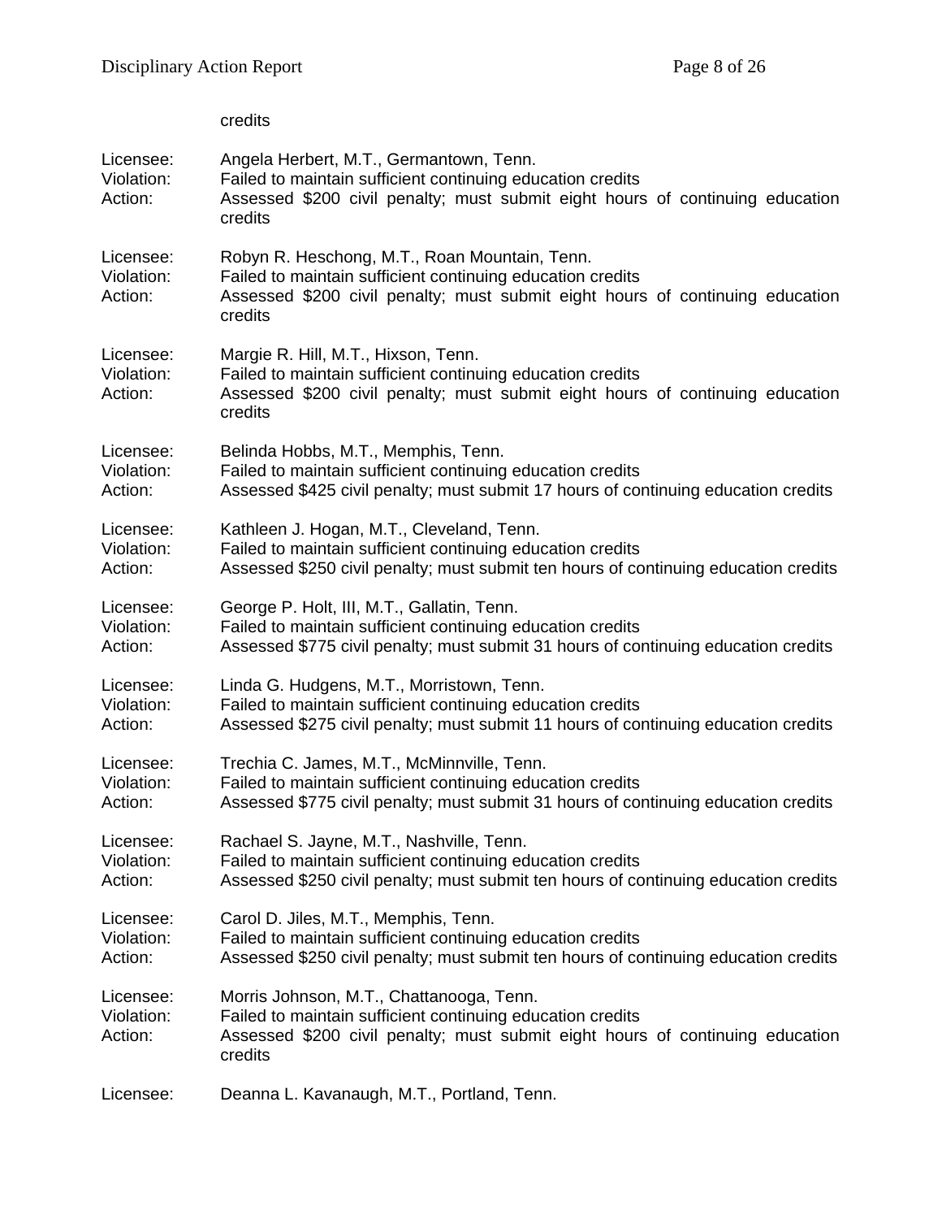credits

Licensee: Angela Herbert, M.T., Germantown, Tenn.
Violation: Failed to maintain sufficient continuing education credits
Action: Assessed $200 civil penalty; must submit eight hours of continuing education credits

Licensee: Robyn R. Heschong, M.T., Roan Mountain, Tenn.
Violation: Failed to maintain sufficient continuing education credits
Action: Assessed $200 civil penalty; must submit eight hours of continuing education credits

Licensee: Margie R. Hill, M.T., Hixson, Tenn.
Violation: Failed to maintain sufficient continuing education credits
Action: Assessed $200 civil penalty; must submit eight hours of continuing education credits

Licensee: Belinda Hobbs, M.T., Memphis, Tenn.
Violation: Failed to maintain sufficient continuing education credits
Action: Assessed $425 civil penalty; must submit 17 hours of continuing education credits

Licensee: Kathleen J. Hogan, M.T., Cleveland, Tenn.
Violation: Failed to maintain sufficient continuing education credits
Action: Assessed $250 civil penalty; must submit ten hours of continuing education credits

Licensee: George P. Holt, III, M.T., Gallatin, Tenn.
Violation: Failed to maintain sufficient continuing education credits
Action: Assessed $775 civil penalty; must submit 31 hours of continuing education credits

Licensee: Linda G. Hudgens, M.T., Morristown, Tenn.
Violation: Failed to maintain sufficient continuing education credits
Action: Assessed $275 civil penalty; must submit 11 hours of continuing education credits

Licensee: Trechia C. James, M.T., McMinnville, Tenn.
Violation: Failed to maintain sufficient continuing education credits
Action: Assessed $775 civil penalty; must submit 31 hours of continuing education credits

Licensee: Rachael S. Jayne, M.T., Nashville, Tenn.
Violation: Failed to maintain sufficient continuing education credits
Action: Assessed $250 civil penalty; must submit ten hours of continuing education credits

Licensee: Carol D. Jiles, M.T., Memphis, Tenn.
Violation: Failed to maintain sufficient continuing education credits
Action: Assessed $250 civil penalty; must submit ten hours of continuing education credits

Licensee: Morris Johnson, M.T., Chattanooga, Tenn.
Violation: Failed to maintain sufficient continuing education credits
Action: Assessed $200 civil penalty; must submit eight hours of continuing education credits

Licensee: Deanna L. Kavanaugh, M.T., Portland, Tenn.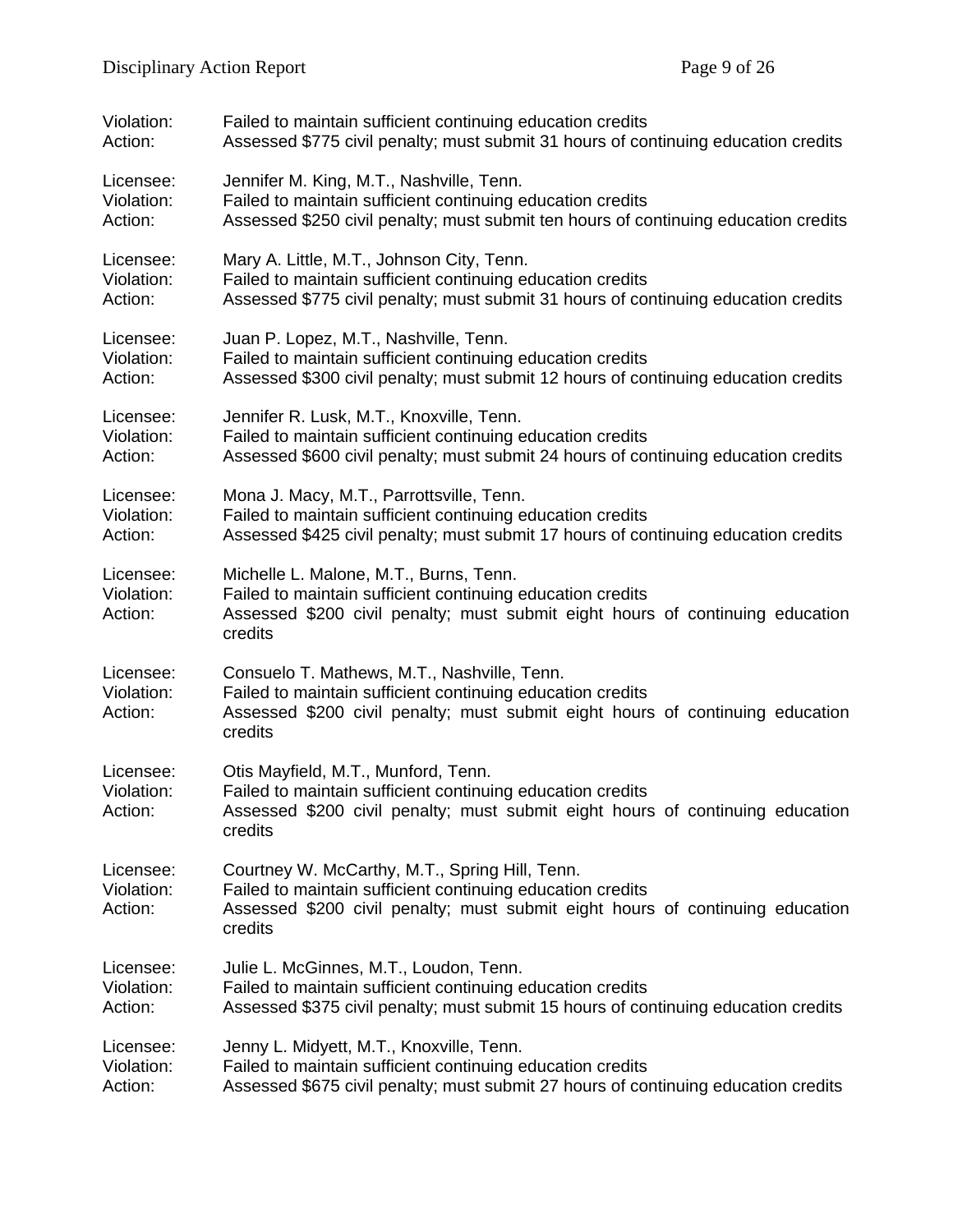Violation: Failed to maintain sufficient continuing education credits
Action: Assessed $775 civil penalty; must submit 31 hours of continuing education credits

Licensee: Jennifer M. King, M.T., Nashville, Tenn.
Violation: Failed to maintain sufficient continuing education credits
Action: Assessed $250 civil penalty; must submit ten hours of continuing education credits

Licensee: Mary A. Little, M.T., Johnson City, Tenn.
Violation: Failed to maintain sufficient continuing education credits
Action: Assessed $775 civil penalty; must submit 31 hours of continuing education credits

Licensee: Juan P. Lopez, M.T., Nashville, Tenn.
Violation: Failed to maintain sufficient continuing education credits
Action: Assessed $300 civil penalty; must submit 12 hours of continuing education credits

Licensee: Jennifer R. Lusk, M.T., Knoxville, Tenn.
Violation: Failed to maintain sufficient continuing education credits
Action: Assessed $600 civil penalty; must submit 24 hours of continuing education credits

Licensee: Mona J. Macy, M.T., Parrottsville, Tenn.
Violation: Failed to maintain sufficient continuing education credits
Action: Assessed $425 civil penalty; must submit 17 hours of continuing education credits

Licensee: Michelle L. Malone, M.T., Burns, Tenn.
Violation: Failed to maintain sufficient continuing education credits
Action: Assessed $200 civil penalty; must submit eight hours of continuing education credits

Licensee: Consuelo T. Mathews, M.T., Nashville, Tenn.
Violation: Failed to maintain sufficient continuing education credits
Action: Assessed $200 civil penalty; must submit eight hours of continuing education credits

Licensee: Otis Mayfield, M.T., Munford, Tenn.
Violation: Failed to maintain sufficient continuing education credits
Action: Assessed $200 civil penalty; must submit eight hours of continuing education credits

Licensee: Courtney W. McCarthy, M.T., Spring Hill, Tenn.
Violation: Failed to maintain sufficient continuing education credits
Action: Assessed $200 civil penalty; must submit eight hours of continuing education credits

Licensee: Julie L. McGinnes, M.T., Loudon, Tenn.
Violation: Failed to maintain sufficient continuing education credits
Action: Assessed $375 civil penalty; must submit 15 hours of continuing education credits

Licensee: Jenny L. Midyett, M.T., Knoxville, Tenn.
Violation: Failed to maintain sufficient continuing education credits
Action: Assessed $675 civil penalty; must submit 27 hours of continuing education credits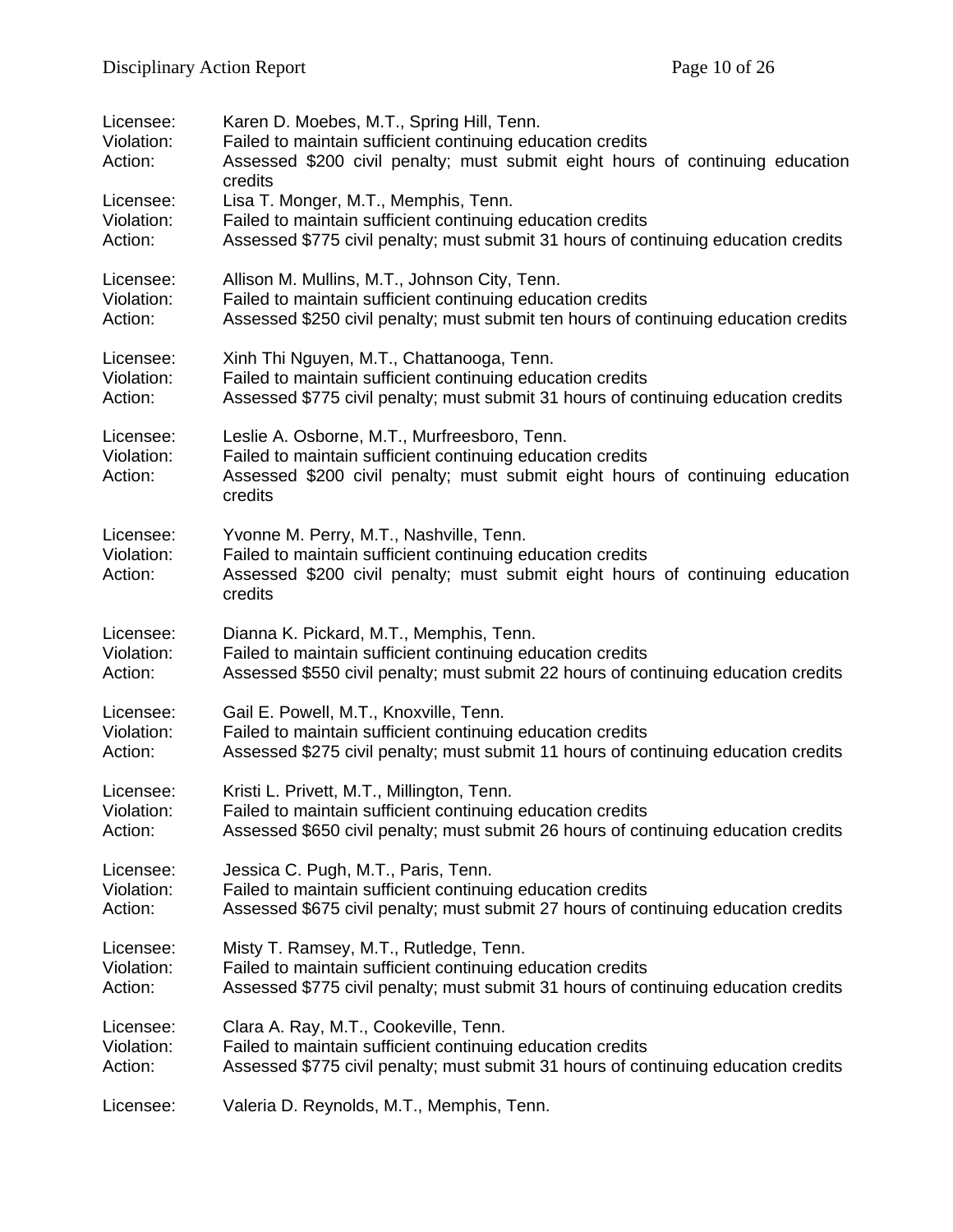Licensee: Karen D. Moebes, M.T., Spring Hill, Tenn.
Violation: Failed to maintain sufficient continuing education credits
Action: Assessed $200 civil penalty; must submit eight hours of continuing education credits

Licensee: Lisa T. Monger, M.T., Memphis, Tenn.
Violation: Failed to maintain sufficient continuing education credits
Action: Assessed $775 civil penalty; must submit 31 hours of continuing education credits

Licensee: Allison M. Mullins, M.T., Johnson City, Tenn.
Violation: Failed to maintain sufficient continuing education credits
Action: Assessed $250 civil penalty; must submit ten hours of continuing education credits

Licensee: Xinh Thi Nguyen, M.T., Chattanooga, Tenn.
Violation: Failed to maintain sufficient continuing education credits
Action: Assessed $775 civil penalty; must submit 31 hours of continuing education credits

Licensee: Leslie A. Osborne, M.T., Murfreesboro, Tenn.
Violation: Failed to maintain sufficient continuing education credits
Action: Assessed $200 civil penalty; must submit eight hours of continuing education credits

Licensee: Yvonne M. Perry, M.T., Nashville, Tenn.
Violation: Failed to maintain sufficient continuing education credits
Action: Assessed $200 civil penalty; must submit eight hours of continuing education credits

Licensee: Dianna K. Pickard, M.T., Memphis, Tenn.
Violation: Failed to maintain sufficient continuing education credits
Action: Assessed $550 civil penalty; must submit 22 hours of continuing education credits

Licensee: Gail E. Powell, M.T., Knoxville, Tenn.
Violation: Failed to maintain sufficient continuing education credits
Action: Assessed $275 civil penalty; must submit 11 hours of continuing education credits

Licensee: Kristi L. Privett, M.T., Millington, Tenn.
Violation: Failed to maintain sufficient continuing education credits
Action: Assessed $650 civil penalty; must submit 26 hours of continuing education credits

Licensee: Jessica C. Pugh, M.T., Paris, Tenn.
Violation: Failed to maintain sufficient continuing education credits
Action: Assessed $675 civil penalty; must submit 27 hours of continuing education credits

Licensee: Misty T. Ramsey, M.T., Rutledge, Tenn.
Violation: Failed to maintain sufficient continuing education credits
Action: Assessed $775 civil penalty; must submit 31 hours of continuing education credits

Licensee: Clara A. Ray, M.T., Cookeville, Tenn.
Violation: Failed to maintain sufficient continuing education credits
Action: Assessed $775 civil penalty; must submit 31 hours of continuing education credits

Licensee: Valeria D. Reynolds, M.T., Memphis, Tenn.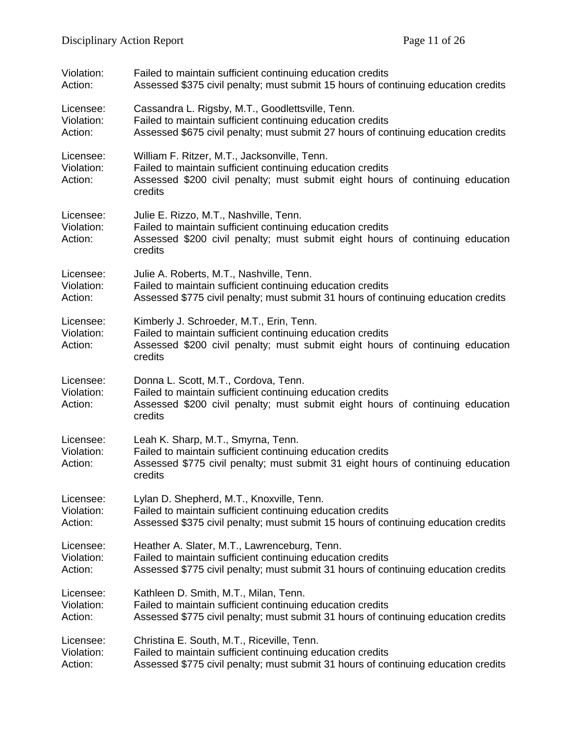Violation: Failed to maintain sufficient continuing education credits
Action: Assessed $375 civil penalty; must submit 15 hours of continuing education credits

Licensee: Cassandra L. Rigsby, M.T., Goodlettsville, Tenn.
Violation: Failed to maintain sufficient continuing education credits
Action: Assessed $675 civil penalty; must submit 27 hours of continuing education credits

Licensee: William F. Ritzer, M.T., Jacksonville, Tenn.
Violation: Failed to maintain sufficient continuing education credits
Action: Assessed $200 civil penalty; must submit eight hours of continuing education credits

Licensee: Julie E. Rizzo, M.T., Nashville, Tenn.
Violation: Failed to maintain sufficient continuing education credits
Action: Assessed $200 civil penalty; must submit eight hours of continuing education credits

Licensee: Julie A. Roberts, M.T., Nashville, Tenn.
Violation: Failed to maintain sufficient continuing education credits
Action: Assessed $775 civil penalty; must submit 31 hours of continuing education credits

Licensee: Kimberly J. Schroeder, M.T., Erin, Tenn.
Violation: Failed to maintain sufficient continuing education credits
Action: Assessed $200 civil penalty; must submit eight hours of continuing education credits

Licensee: Donna L. Scott, M.T., Cordova, Tenn.
Violation: Failed to maintain sufficient continuing education credits
Action: Assessed $200 civil penalty; must submit eight hours of continuing education credits

Licensee: Leah K. Sharp, M.T., Smyrna, Tenn.
Violation: Failed to maintain sufficient continuing education credits
Action: Assessed $775 civil penalty; must submit 31 eight hours of continuing education credits

Licensee: Lylan D. Shepherd, M.T., Knoxville, Tenn.
Violation: Failed to maintain sufficient continuing education credits
Action: Assessed $375 civil penalty; must submit 15 hours of continuing education credits

Licensee: Heather A. Slater, M.T., Lawrenceburg, Tenn.
Violation: Failed to maintain sufficient continuing education credits
Action: Assessed $775 civil penalty; must submit 31 hours of continuing education credits

Licensee: Kathleen D. Smith, M.T., Milan, Tenn.
Violation: Failed to maintain sufficient continuing education credits
Action: Assessed $775 civil penalty; must submit 31 hours of continuing education credits

Licensee: Christina E. South, M.T., Riceville, Tenn.
Violation: Failed to maintain sufficient continuing education credits
Action: Assessed $775 civil penalty; must submit 31 hours of continuing education credits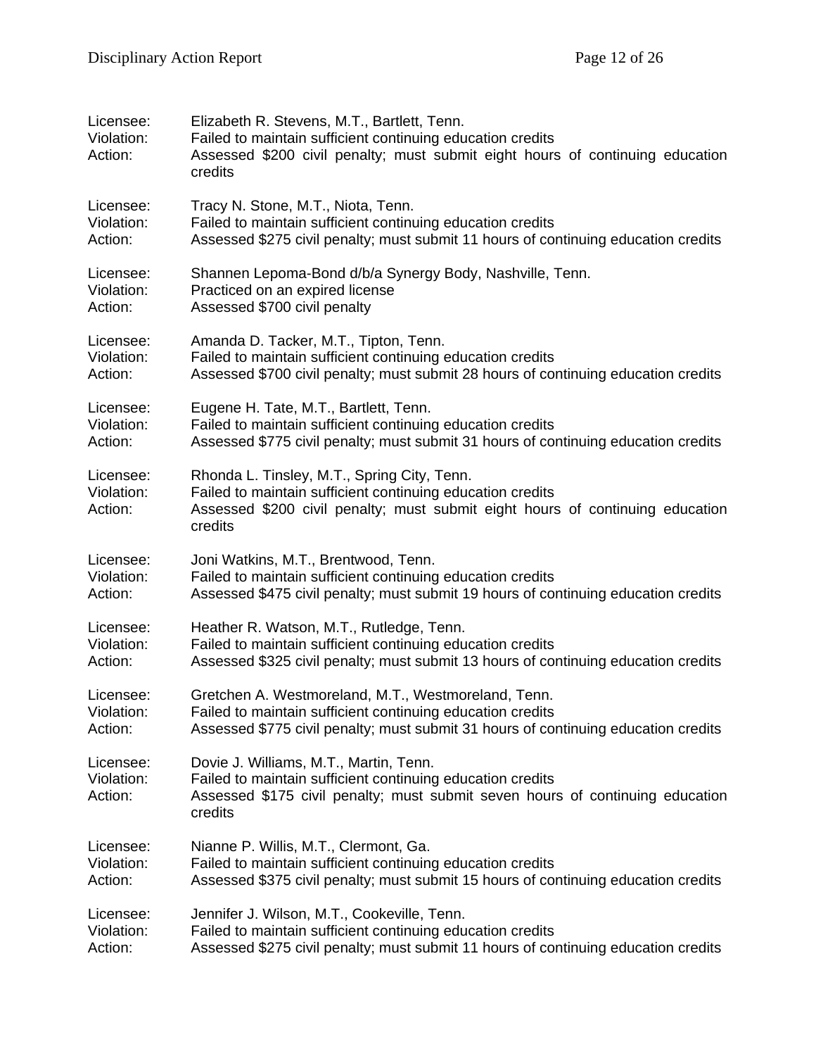Licensee: Elizabeth R. Stevens, M.T., Bartlett, Tenn.
Violation: Failed to maintain sufficient continuing education credits
Action: Assessed $200 civil penalty; must submit eight hours of continuing education credits

Licensee: Tracy N. Stone, M.T., Niota, Tenn.
Violation: Failed to maintain sufficient continuing education credits
Action: Assessed $275 civil penalty; must submit 11 hours of continuing education credits

Licensee: Shannen Lepoma-Bond d/b/a Synergy Body, Nashville, Tenn.
Violation: Practiced on an expired license
Action: Assessed $700 civil penalty

Licensee: Amanda D. Tacker, M.T., Tipton, Tenn.
Violation: Failed to maintain sufficient continuing education credits
Action: Assessed $700 civil penalty; must submit 28 hours of continuing education credits

Licensee: Eugene H. Tate, M.T., Bartlett, Tenn.
Violation: Failed to maintain sufficient continuing education credits
Action: Assessed $775 civil penalty; must submit 31 hours of continuing education credits

Licensee: Rhonda L. Tinsley, M.T., Spring City, Tenn.
Violation: Failed to maintain sufficient continuing education credits
Action: Assessed $200 civil penalty; must submit eight hours of continuing education credits

Licensee: Joni Watkins, M.T., Brentwood, Tenn.
Violation: Failed to maintain sufficient continuing education credits
Action: Assessed $475 civil penalty; must submit 19 hours of continuing education credits

Licensee: Heather R. Watson, M.T., Rutledge, Tenn.
Violation: Failed to maintain sufficient continuing education credits
Action: Assessed $325 civil penalty; must submit 13 hours of continuing education credits

Licensee: Gretchen A. Westmoreland, M.T., Westmoreland, Tenn.
Violation: Failed to maintain sufficient continuing education credits
Action: Assessed $775 civil penalty; must submit 31 hours of continuing education credits

Licensee: Dovie J. Williams, M.T., Martin, Tenn.
Violation: Failed to maintain sufficient continuing education credits
Action: Assessed $175 civil penalty; must submit seven hours of continuing education credits

Licensee: Nianne P. Willis, M.T., Clermont, Ga.
Violation: Failed to maintain sufficient continuing education credits
Action: Assessed $375 civil penalty; must submit 15 hours of continuing education credits

Licensee: Jennifer J. Wilson, M.T., Cookeville, Tenn.
Violation: Failed to maintain sufficient continuing education credits
Action: Assessed $275 civil penalty; must submit 11 hours of continuing education credits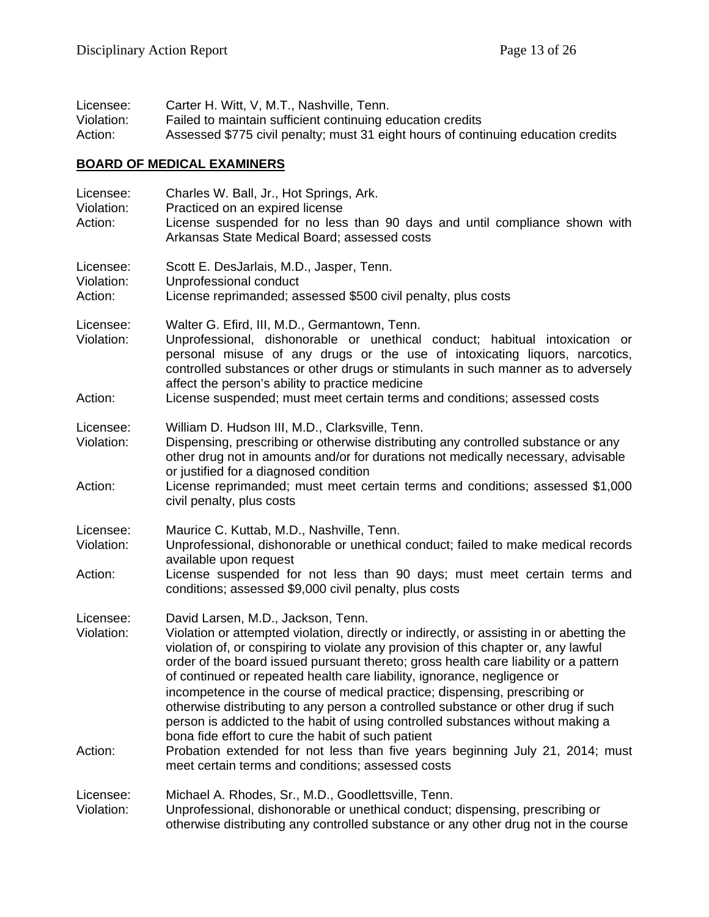Licensee: Carter H. Witt, V, M.T., Nashville, Tenn.
Violation: Failed to maintain sufficient continuing education credits
Action: Assessed $775 civil penalty; must 31 eight hours of continuing education credits

## BOARD OF MEDICAL EXAMINERS

Licensee: Charles W. Ball, Jr., Hot Springs, Ark.
Violation: Practiced on an expired license
Action: License suspended for no less than 90 days and until compliance shown with Arkansas State Medical Board; assessed costs

Licensee: Scott E. DesJarlais, M.D., Jasper, Tenn.
Violation: Unprofessional conduct
Action: License reprimanded; assessed $500 civil penalty, plus costs

Licensee: Walter G. Efird, III, M.D., Germantown, Tenn.
Violation: Unprofessional, dishonorable or unethical conduct; habitual intoxication or personal misuse of any drugs or the use of intoxicating liquors, narcotics, controlled substances or other drugs or stimulants in such manner as to adversely affect the person's ability to practice medicine
Action: License suspended; must meet certain terms and conditions; assessed costs

Licensee: William D. Hudson III, M.D., Clarksville, Tenn.
Violation: Dispensing, prescribing or otherwise distributing any controlled substance or any other drug not in amounts and/or for durations not medically necessary, advisable or justified for a diagnosed condition
Action: License reprimanded; must meet certain terms and conditions; assessed $1,000 civil penalty, plus costs

Licensee: Maurice C. Kuttab, M.D., Nashville, Tenn.
Violation: Unprofessional, dishonorable or unethical conduct; failed to make medical records available upon request
Action: License suspended for not less than 90 days; must meet certain terms and conditions; assessed $9,000 civil penalty, plus costs

Licensee: David Larsen, M.D., Jackson, Tenn.
Violation: Violation or attempted violation, directly or indirectly, or assisting in or abetting the violation of, or conspiring to violate any provision of this chapter or, any lawful order of the board issued pursuant thereto; gross health care liability or a pattern of continued or repeated health care liability, ignorance, negligence or incompetence in the course of medical practice; dispensing, prescribing or otherwise distributing to any person a controlled substance or other drug if such person is addicted to the habit of using controlled substances without making a bona fide effort to cure the habit of such patient
Action: Probation extended for not less than five years beginning July 21, 2014; must meet certain terms and conditions; assessed costs

Licensee: Michael A. Rhodes, Sr., M.D., Goodlettsville, Tenn.
Violation: Unprofessional, dishonorable or unethical conduct; dispensing, prescribing or otherwise distributing any controlled substance or any other drug not in the course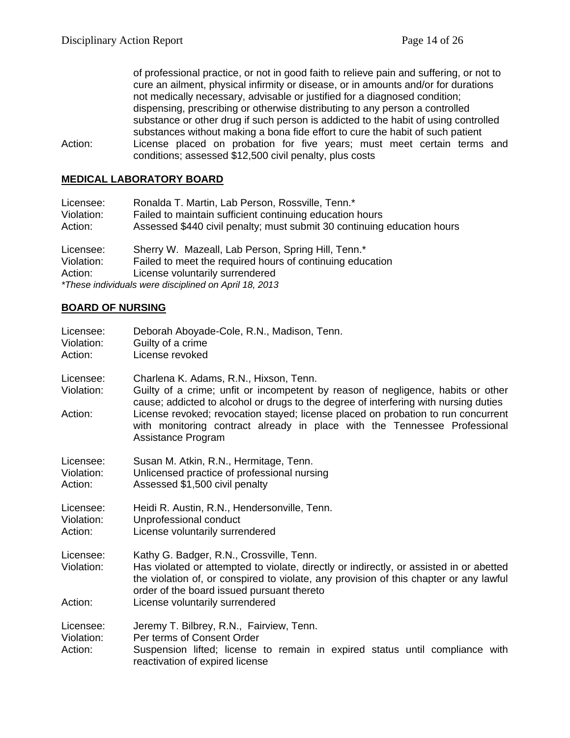of professional practice, or not in good faith to relieve pain and suffering, or not to cure an ailment, physical infirmity or disease, or in amounts and/or for durations not medically necessary, advisable or justified for a diagnosed condition; dispensing, prescribing or otherwise distributing to any person a controlled substance or other drug if such person is addicted to the habit of using controlled substances without making a bona fide effort to cure the habit of such patient

Action: License placed on probation for five years; must meet certain terms and conditions; assessed $12,500 civil penalty, plus costs

## MEDICAL LABORATORY BOARD

Licensee: Ronalda T. Martin, Lab Person, Rossville, Tenn.*
Violation: Failed to maintain sufficient continuing education hours
Action: Assessed $440 civil penalty; must submit 30 continuing education hours

Licensee: Sherry W. Mazeall, Lab Person, Spring Hill, Tenn.*
Violation: Failed to meet the required hours of continuing education
Action: License voluntarily surrendered

*\*These individuals were disciplined on April 18, 2013*

## BOARD OF NURSING

Licensee: Deborah Aboyade-Cole, R.N., Madison, Tenn.
Violation: Guilty of a crime
Action: License revoked

Licensee: Charlena K. Adams, R.N., Hixson, Tenn.
Violation: Guilty of a crime; unfit or incompetent by reason of negligence, habits or other cause; addicted to alcohol or drugs to the degree of interfering with nursing duties
Action: License revoked; revocation stayed; license placed on probation to run concurrent with monitoring contract already in place with the Tennessee Professional Assistance Program

Licensee: Susan M. Atkin, R.N., Hermitage, Tenn.
Violation: Unlicensed practice of professional nursing
Action: Assessed $1,500 civil penalty

Licensee: Heidi R. Austin, R.N., Hendersonville, Tenn.
Violation: Unprofessional conduct
Action: License voluntarily surrendered

Licensee: Kathy G. Badger, R.N., Crossville, Tenn.
Violation: Has violated or attempted to violate, directly or indirectly, or assisted in or abetted the violation of, or conspired to violate, any provision of this chapter or any lawful order of the board issued pursuant thereto
Action: License voluntarily surrendered

Licensee: Jeremy T. Bilbrey, R.N., Fairview, Tenn.
Violation: Per terms of Consent Order
Action: Suspension lifted; license to remain in expired status until compliance with reactivation of expired license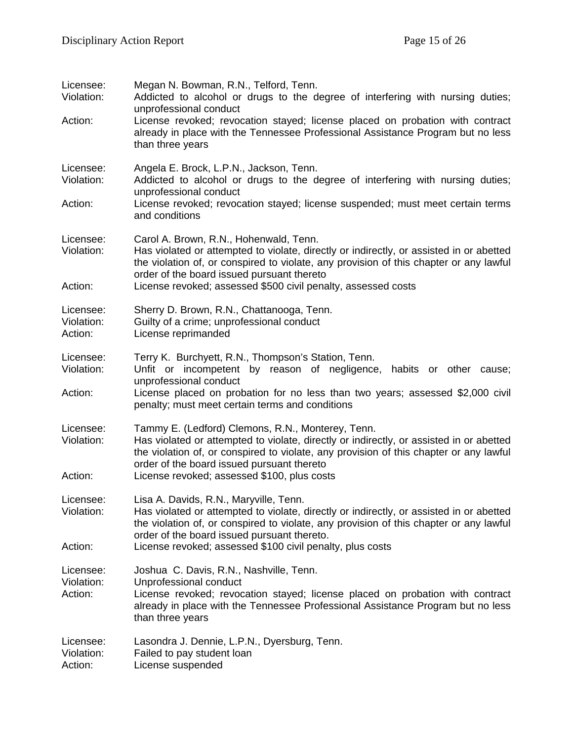Licensee: Megan N. Bowman, R.N., Telford, Tenn.
Violation: Addicted to alcohol or drugs to the degree of interfering with nursing duties; unprofessional conduct
Action: License revoked; revocation stayed; license placed on probation with contract already in place with the Tennessee Professional Assistance Program but no less than three years

Licensee: Angela E. Brock, L.P.N., Jackson, Tenn.
Violation: Addicted to alcohol or drugs to the degree of interfering with nursing duties; unprofessional conduct
Action: License revoked; revocation stayed; license suspended; must meet certain terms and conditions

Licensee: Carol A. Brown, R.N., Hohenwald, Tenn.
Violation: Has violated or attempted to violate, directly or indirectly, or assisted in or abetted the violation of, or conspired to violate, any provision of this chapter or any lawful order of the board issued pursuant thereto
Action: License revoked; assessed $500 civil penalty, assessed costs

Licensee: Sherry D. Brown, R.N., Chattanooga, Tenn.
Violation: Guilty of a crime; unprofessional conduct
Action: License reprimanded

Licensee: Terry K. Burchyett, R.N., Thompson's Station, Tenn.
Violation: Unfit or incompetent by reason of negligence, habits or other cause; unprofessional conduct
Action: License placed on probation for no less than two years; assessed $2,000 civil penalty; must meet certain terms and conditions

Licensee: Tammy E. (Ledford) Clemons, R.N., Monterey, Tenn.
Violation: Has violated or attempted to violate, directly or indirectly, or assisted in or abetted the violation of, or conspired to violate, any provision of this chapter or any lawful order of the board issued pursuant thereto
Action: License revoked; assessed $100, plus costs

Licensee: Lisa A. Davids, R.N., Maryville, Tenn.
Violation: Has violated or attempted to violate, directly or indirectly, or assisted in or abetted the violation of, or conspired to violate, any provision of this chapter or any lawful order of the board issued pursuant thereto.
Action: License revoked; assessed $100 civil penalty, plus costs

Licensee: Joshua C. Davis, R.N., Nashville, Tenn.
Violation: Unprofessional conduct
Action: License revoked; revocation stayed; license placed on probation with contract already in place with the Tennessee Professional Assistance Program but no less than three years

Licensee: Lasondra J. Dennie, L.P.N., Dyersburg, Tenn.
Violation: Failed to pay student loan
Action: License suspended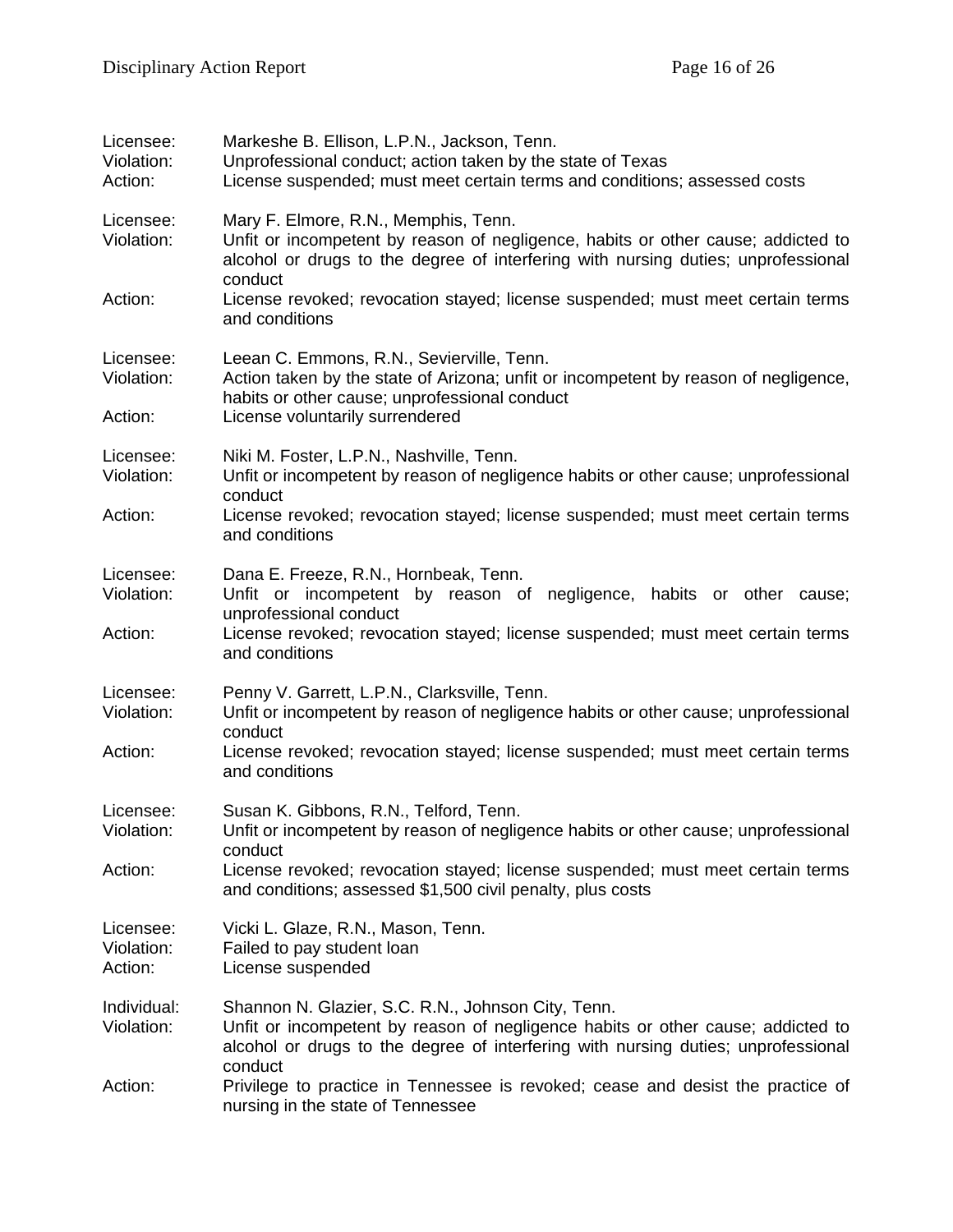Licensee: Markeshe B. Ellison, L.P.N., Jackson, Tenn.
Violation: Unprofessional conduct; action taken by the state of Texas
Action: License suspended; must meet certain terms and conditions; assessed costs

Licensee: Mary F. Elmore, R.N., Memphis, Tenn.
Violation: Unfit or incompetent by reason of negligence, habits or other cause; addicted to alcohol or drugs to the degree of interfering with nursing duties; unprofessional conduct
Action: License revoked; revocation stayed; license suspended; must meet certain terms and conditions

Licensee: Leean C. Emmons, R.N., Sevierville, Tenn.
Violation: Action taken by the state of Arizona; unfit or incompetent by reason of negligence, habits or other cause; unprofessional conduct
Action: License voluntarily surrendered

Licensee: Niki M. Foster, L.P.N., Nashville, Tenn.
Violation: Unfit or incompetent by reason of negligence habits or other cause; unprofessional conduct
Action: License revoked; revocation stayed; license suspended; must meet certain terms and conditions

Licensee: Dana E. Freeze, R.N., Hornbeak, Tenn.
Violation: Unfit or incompetent by reason of negligence, habits or other cause; unprofessional conduct
Action: License revoked; revocation stayed; license suspended; must meet certain terms and conditions

Licensee: Penny V. Garrett, L.P.N., Clarksville, Tenn.
Violation: Unfit or incompetent by reason of negligence habits or other cause; unprofessional conduct
Action: License revoked; revocation stayed; license suspended; must meet certain terms and conditions

Licensee: Susan K. Gibbons, R.N., Telford, Tenn.
Violation: Unfit or incompetent by reason of negligence habits or other cause; unprofessional conduct
Action: License revoked; revocation stayed; license suspended; must meet certain terms and conditions; assessed $1,500 civil penalty, plus costs

Licensee: Vicki L. Glaze, R.N., Mason, Tenn.
Violation: Failed to pay student loan
Action: License suspended

Individual: Shannon N. Glazier, S.C. R.N., Johnson City, Tenn.
Violation: Unfit or incompetent by reason of negligence habits or other cause; addicted to alcohol or drugs to the degree of interfering with nursing duties; unprofessional conduct
Action: Privilege to practice in Tennessee is revoked; cease and desist the practice of nursing in the state of Tennessee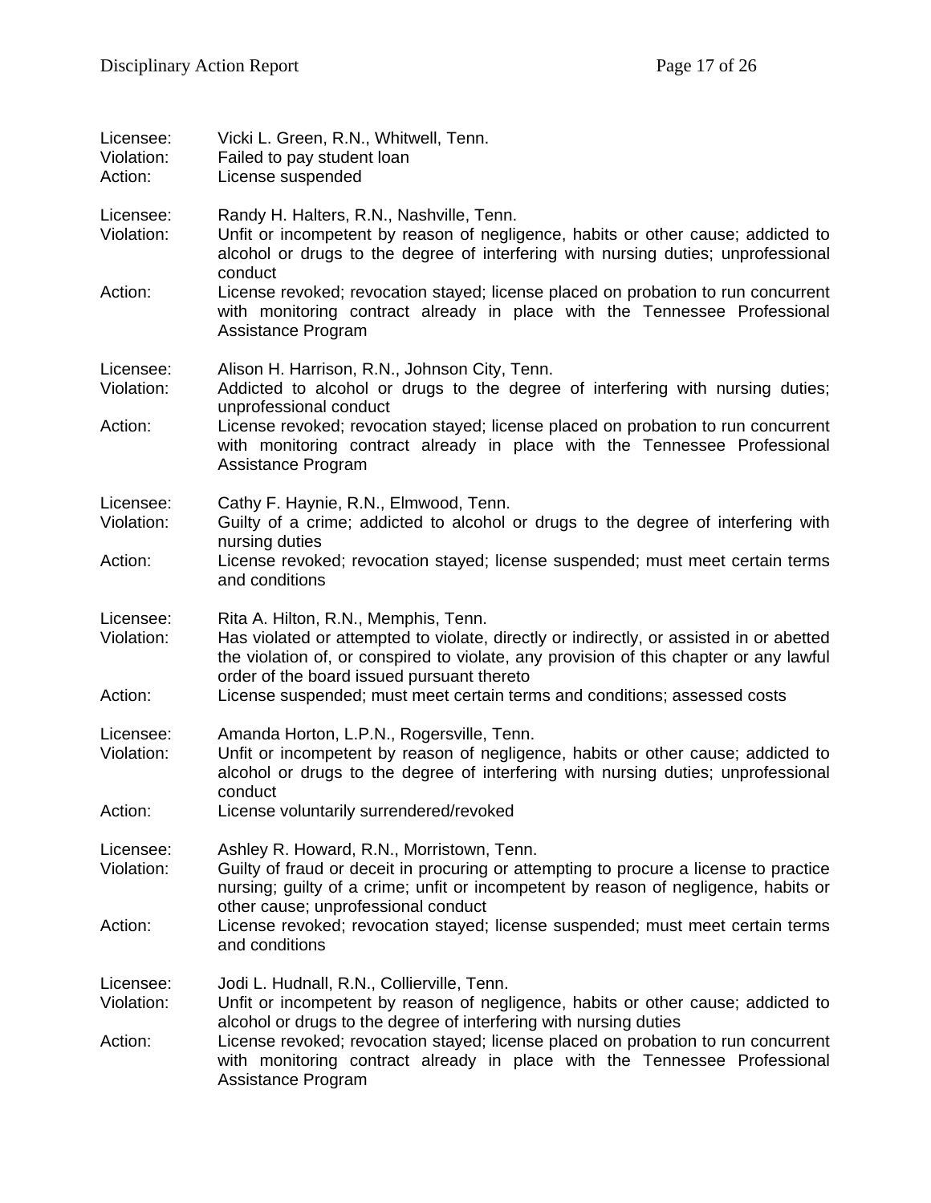Licensee: Vicki L. Green, R.N., Whitwell, Tenn.
Violation: Failed to pay student loan
Action: License suspended

Licensee: Randy H. Halters, R.N., Nashville, Tenn.
Violation: Unfit or incompetent by reason of negligence, habits or other cause; addicted to alcohol or drugs to the degree of interfering with nursing duties; unprofessional conduct
Action: License revoked; revocation stayed; license placed on probation to run concurrent with monitoring contract already in place with the Tennessee Professional Assistance Program

Licensee: Alison H. Harrison, R.N., Johnson City, Tenn.
Violation: Addicted to alcohol or drugs to the degree of interfering with nursing duties; unprofessional conduct
Action: License revoked; revocation stayed; license placed on probation to run concurrent with monitoring contract already in place with the Tennessee Professional Assistance Program

Licensee: Cathy F. Haynie, R.N., Elmwood, Tenn.
Violation: Guilty of a crime; addicted to alcohol or drugs to the degree of interfering with nursing duties
Action: License revoked; revocation stayed; license suspended; must meet certain terms and conditions

Licensee: Rita A. Hilton, R.N., Memphis, Tenn.
Violation: Has violated or attempted to violate, directly or indirectly, or assisted in or abetted the violation of, or conspired to violate, any provision of this chapter or any lawful order of the board issued pursuant thereto
Action: License suspended; must meet certain terms and conditions; assessed costs

Licensee: Amanda Horton, L.P.N., Rogersville, Tenn.
Violation: Unfit or incompetent by reason of negligence, habits or other cause; addicted to alcohol or drugs to the degree of interfering with nursing duties; unprofessional conduct
Action: License voluntarily surrendered/revoked

Licensee: Ashley R. Howard, R.N., Morristown, Tenn.
Violation: Guilty of fraud or deceit in procuring or attempting to procure a license to practice nursing; guilty of a crime; unfit or incompetent by reason of negligence, habits or other cause; unprofessional conduct
Action: License revoked; revocation stayed; license suspended; must meet certain terms and conditions

Licensee: Jodi L. Hudnall, R.N., Collierville, Tenn.
Violation: Unfit or incompetent by reason of negligence, habits or other cause; addicted to alcohol or drugs to the degree of interfering with nursing duties
Action: License revoked; revocation stayed; license placed on probation to run concurrent with monitoring contract already in place with the Tennessee Professional Assistance Program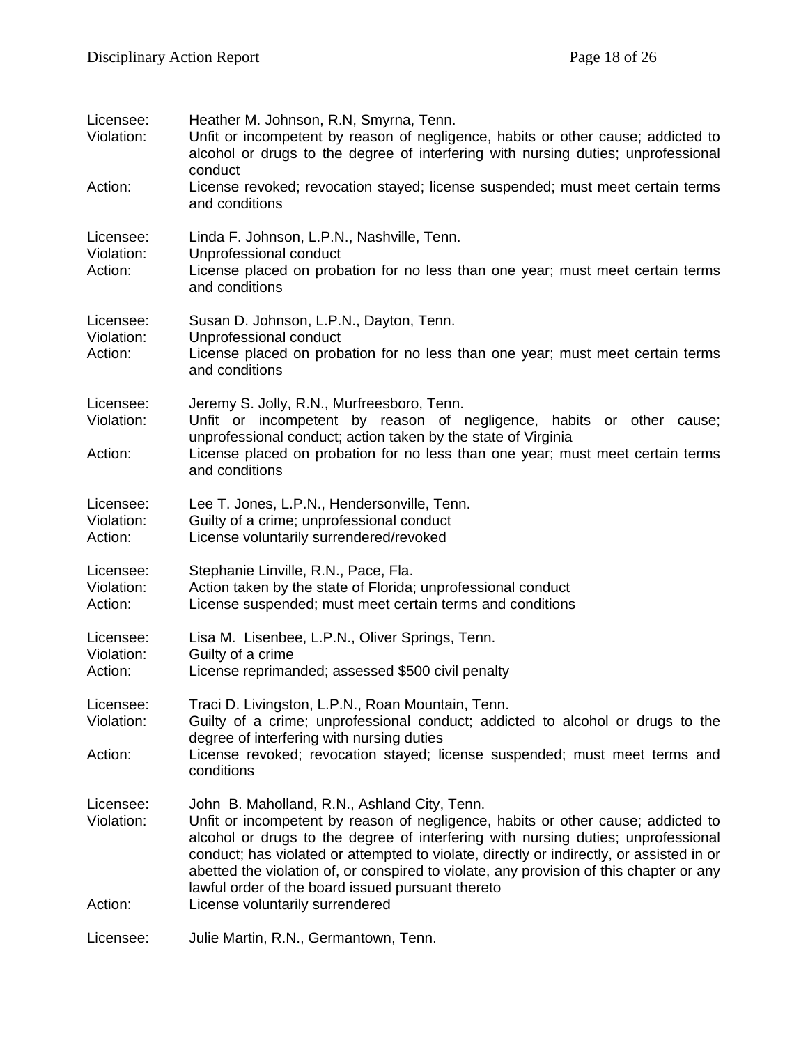Licensee: Heather M. Johnson, R.N, Smyrna, Tenn.
Violation: Unfit or incompetent by reason of negligence, habits or other cause; addicted to alcohol or drugs to the degree of interfering with nursing duties; unprofessional conduct
Action: License revoked; revocation stayed; license suspended; must meet certain terms and conditions

Licensee: Linda F. Johnson, L.P.N., Nashville, Tenn.
Violation: Unprofessional conduct
Action: License placed on probation for no less than one year; must meet certain terms and conditions

Licensee: Susan D. Johnson, L.P.N., Dayton, Tenn.
Violation: Unprofessional conduct
Action: License placed on probation for no less than one year; must meet certain terms and conditions

Licensee: Jeremy S. Jolly, R.N., Murfreesboro, Tenn.
Violation: Unfit or incompetent by reason of negligence, habits or other cause; unprofessional conduct; action taken by the state of Virginia
Action: License placed on probation for no less than one year; must meet certain terms and conditions

Licensee: Lee T. Jones, L.P.N., Hendersonville, Tenn.
Violation: Guilty of a crime; unprofessional conduct
Action: License voluntarily surrendered/revoked

Licensee: Stephanie Linville, R.N., Pace, Fla.
Violation: Action taken by the state of Florida; unprofessional conduct
Action: License suspended; must meet certain terms and conditions

Licensee: Lisa M. Lisenbee, L.P.N., Oliver Springs, Tenn.
Violation: Guilty of a crime
Action: License reprimanded; assessed $500 civil penalty

Licensee: Traci D. Livingston, L.P.N., Roan Mountain, Tenn.
Violation: Guilty of a crime; unprofessional conduct; addicted to alcohol or drugs to the degree of interfering with nursing duties
Action: License revoked; revocation stayed; license suspended; must meet terms and conditions

Licensee: John B. Maholland, R.N., Ashland City, Tenn.
Violation: Unfit or incompetent by reason of negligence, habits or other cause; addicted to alcohol or drugs to the degree of interfering with nursing duties; unprofessional conduct; has violated or attempted to violate, directly or indirectly, or assisted in or abetted the violation of, or conspired to violate, any provision of this chapter or any lawful order of the board issued pursuant thereto
Action: License voluntarily surrendered

Licensee: Julie Martin, R.N., Germantown, Tenn.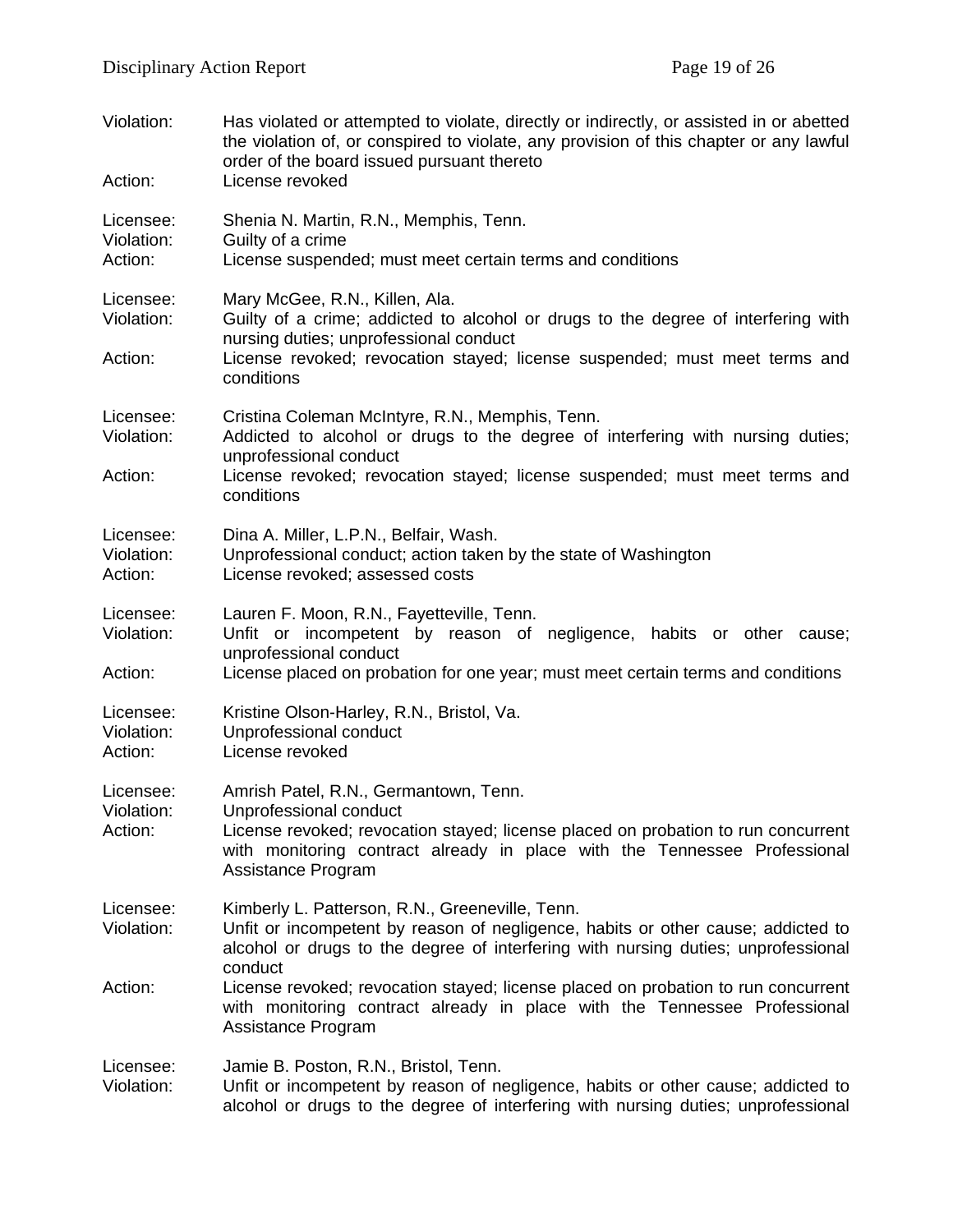Violation: Has violated or attempted to violate, directly or indirectly, or assisted in or abetted the violation of, or conspired to violate, any provision of this chapter or any lawful order of the board issued pursuant thereto
Action: License revoked

Licensee: Shenia N. Martin, R.N., Memphis, Tenn.
Violation: Guilty of a crime
Action: License suspended; must meet certain terms and conditions

Licensee: Mary McGee, R.N., Killen, Ala.
Violation: Guilty of a crime; addicted to alcohol or drugs to the degree of interfering with nursing duties; unprofessional conduct
Action: License revoked; revocation stayed; license suspended; must meet terms and conditions

Licensee: Cristina Coleman McIntyre, R.N., Memphis, Tenn.
Violation: Addicted to alcohol or drugs to the degree of interfering with nursing duties; unprofessional conduct
Action: License revoked; revocation stayed; license suspended; must meet terms and conditions

Licensee: Dina A. Miller, L.P.N., Belfair, Wash.
Violation: Unprofessional conduct; action taken by the state of Washington
Action: License revoked; assessed costs

Licensee: Lauren F. Moon, R.N., Fayetteville, Tenn.
Violation: Unfit or incompetent by reason of negligence, habits or other cause; unprofessional conduct
Action: License placed on probation for one year; must meet certain terms and conditions

Licensee: Kristine Olson-Harley, R.N., Bristol, Va.
Violation: Unprofessional conduct
Action: License revoked

Licensee: Amrish Patel, R.N., Germantown, Tenn.
Violation: Unprofessional conduct
Action: License revoked; revocation stayed; license placed on probation to run concurrent with monitoring contract already in place with the Tennessee Professional Assistance Program

Licensee: Kimberly L. Patterson, R.N., Greeneville, Tenn.
Violation: Unfit or incompetent by reason of negligence, habits or other cause; addicted to alcohol or drugs to the degree of interfering with nursing duties; unprofessional conduct
Action: License revoked; revocation stayed; license placed on probation to run concurrent with monitoring contract already in place with the Tennessee Professional Assistance Program

Licensee: Jamie B. Poston, R.N., Bristol, Tenn.
Violation: Unfit or incompetent by reason of negligence, habits or other cause; addicted to alcohol or drugs to the degree of interfering with nursing duties; unprofessional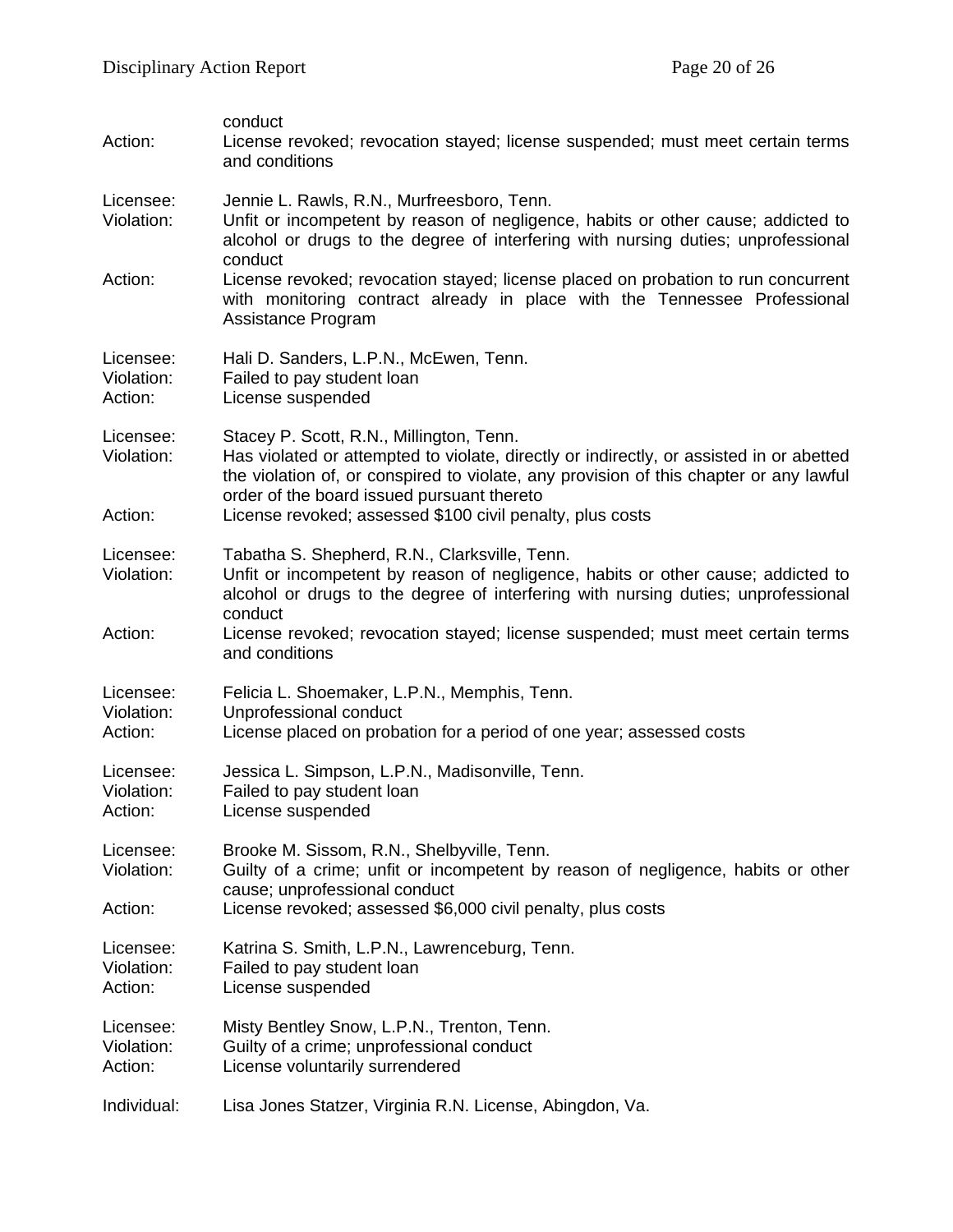conduct
Action: License revoked; revocation stayed; license suspended; must meet certain terms and conditions

Licensee: Jennie L. Rawls, R.N., Murfreesboro, Tenn.
Violation: Unfit or incompetent by reason of negligence, habits or other cause; addicted to alcohol or drugs to the degree of interfering with nursing duties; unprofessional conduct
Action: License revoked; revocation stayed; license placed on probation to run concurrent with monitoring contract already in place with the Tennessee Professional Assistance Program

Licensee: Hali D. Sanders, L.P.N., McEwen, Tenn.
Violation: Failed to pay student loan
Action: License suspended

Licensee: Stacey P. Scott, R.N., Millington, Tenn.
Violation: Has violated or attempted to violate, directly or indirectly, or assisted in or abetted the violation of, or conspired to violate, any provision of this chapter or any lawful order of the board issued pursuant thereto
Action: License revoked; assessed $100 civil penalty, plus costs

Licensee: Tabatha S. Shepherd, R.N., Clarksville, Tenn.
Violation: Unfit or incompetent by reason of negligence, habits or other cause; addicted to alcohol or drugs to the degree of interfering with nursing duties; unprofessional conduct
Action: License revoked; revocation stayed; license suspended; must meet certain terms and conditions

Licensee: Felicia L. Shoemaker, L.P.N., Memphis, Tenn.
Violation: Unprofessional conduct
Action: License placed on probation for a period of one year; assessed costs

Licensee: Jessica L. Simpson, L.P.N., Madisonville, Tenn.
Violation: Failed to pay student loan
Action: License suspended

Licensee: Brooke M. Sissom, R.N., Shelbyville, Tenn.
Violation: Guilty of a crime; unfit or incompetent by reason of negligence, habits or other cause; unprofessional conduct
Action: License revoked; assessed $6,000 civil penalty, plus costs

Licensee: Katrina S. Smith, L.P.N., Lawrenceburg, Tenn.
Violation: Failed to pay student loan
Action: License suspended

Licensee: Misty Bentley Snow, L.P.N., Trenton, Tenn.
Violation: Guilty of a crime; unprofessional conduct
Action: License voluntarily surrendered

Individual: Lisa Jones Statzer, Virginia R.N. License, Abingdon, Va.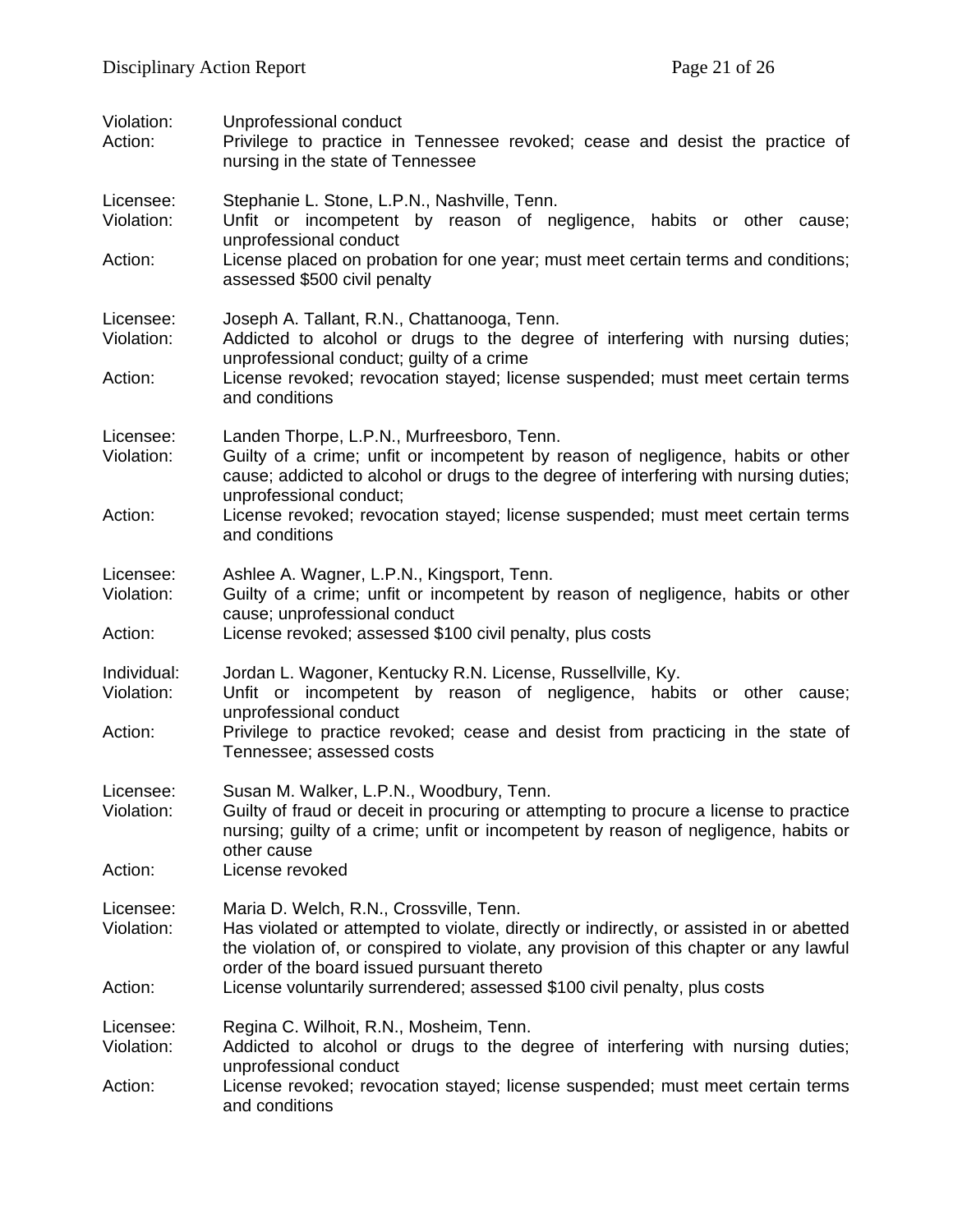Violation: Unprofessional conduct
Action: Privilege to practice in Tennessee revoked; cease and desist the practice of nursing in the state of Tennessee

Licensee: Stephanie L. Stone, L.P.N., Nashville, Tenn.
Violation: Unfit or incompetent by reason of negligence, habits or other cause; unprofessional conduct
Action: License placed on probation for one year; must meet certain terms and conditions; assessed $500 civil penalty

Licensee: Joseph A. Tallant, R.N., Chattanooga, Tenn.
Violation: Addicted to alcohol or drugs to the degree of interfering with nursing duties; unprofessional conduct; guilty of a crime
Action: License revoked; revocation stayed; license suspended; must meet certain terms and conditions

Licensee: Landen Thorpe, L.P.N., Murfreesboro, Tenn.
Violation: Guilty of a crime; unfit or incompetent by reason of negligence, habits or other cause; addicted to alcohol or drugs to the degree of interfering with nursing duties; unprofessional conduct;
Action: License revoked; revocation stayed; license suspended; must meet certain terms and conditions

Licensee: Ashlee A. Wagner, L.P.N., Kingsport, Tenn.
Violation: Guilty of a crime; unfit or incompetent by reason of negligence, habits or other cause; unprofessional conduct
Action: License revoked; assessed $100 civil penalty, plus costs

Individual: Jordan L. Wagoner, Kentucky R.N. License, Russellville, Ky.
Violation: Unfit or incompetent by reason of negligence, habits or other cause; unprofessional conduct
Action: Privilege to practice revoked; cease and desist from practicing in the state of Tennessee; assessed costs

Licensee: Susan M. Walker, L.P.N., Woodbury, Tenn.
Violation: Guilty of fraud or deceit in procuring or attempting to procure a license to practice nursing; guilty of a crime; unfit or incompetent by reason of negligence, habits or other cause
Action: License revoked

Licensee: Maria D. Welch, R.N., Crossville, Tenn.
Violation: Has violated or attempted to violate, directly or indirectly, or assisted in or abetted the violation of, or conspired to violate, any provision of this chapter or any lawful order of the board issued pursuant thereto
Action: License voluntarily surrendered; assessed $100 civil penalty, plus costs

Licensee: Regina C. Wilhoit, R.N., Mosheim, Tenn.
Violation: Addicted to alcohol or drugs to the degree of interfering with nursing duties; unprofessional conduct
Action: License revoked; revocation stayed; license suspended; must meet certain terms and conditions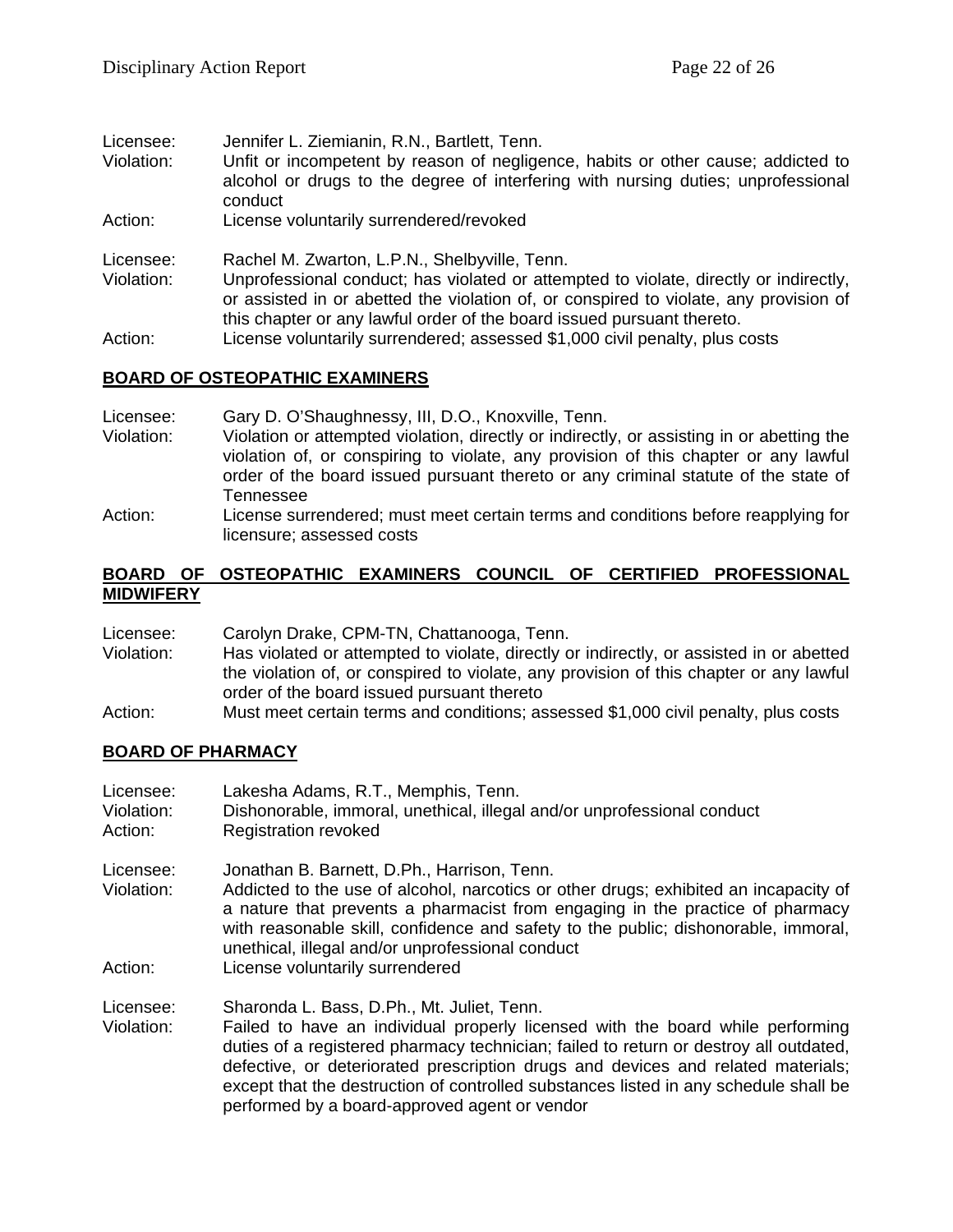Licensee: Jennifer L. Ziemianin, R.N., Bartlett, Tenn.
Violation: Unfit or incompetent by reason of negligence, habits or other cause; addicted to alcohol or drugs to the degree of interfering with nursing duties; unprofessional conduct
Action: License voluntarily surrendered/revoked

Licensee: Rachel M. Zwarton, L.P.N., Shelbyville, Tenn.
Violation: Unprofessional conduct; has violated or attempted to violate, directly or indirectly, or assisted in or abetted the violation of, or conspired to violate, any provision of this chapter or any lawful order of the board issued pursuant thereto.
Action: License voluntarily surrendered; assessed $1,000 civil penalty, plus costs

## BOARD OF OSTEOPATHIC EXAMINERS

Licensee: Gary D. O'Shaughnessy, III, D.O., Knoxville, Tenn.
Violation: Violation or attempted violation, directly or indirectly, or assisting in or abetting the violation of, or conspiring to violate, any provision of this chapter or any lawful order of the board issued pursuant thereto or any criminal statute of the state of Tennessee
Action: License surrendered; must meet certain terms and conditions before reapplying for licensure; assessed costs

## BOARD OF OSTEOPATHIC EXAMINERS COUNCIL OF CERTIFIED PROFESSIONAL MIDWIFERY

Licensee: Carolyn Drake, CPM-TN, Chattanooga, Tenn.
Violation: Has violated or attempted to violate, directly or indirectly, or assisted in or abetted the violation of, or conspired to violate, any provision of this chapter or any lawful order of the board issued pursuant thereto
Action: Must meet certain terms and conditions; assessed $1,000 civil penalty, plus costs

## BOARD OF PHARMACY

Licensee: Lakesha Adams, R.T., Memphis, Tenn.
Violation: Dishonorable, immoral, unethical, illegal and/or unprofessional conduct
Action: Registration revoked

Licensee: Jonathan B. Barnett, D.Ph., Harrison, Tenn.
Violation: Addicted to the use of alcohol, narcotics or other drugs; exhibited an incapacity of a nature that prevents a pharmacist from engaging in the practice of pharmacy with reasonable skill, confidence and safety to the public; dishonorable, immoral, unethical, illegal and/or unprofessional conduct
Action: License voluntarily surrendered

Licensee: Sharonda L. Bass, D.Ph., Mt. Juliet, Tenn.
Violation: Failed to have an individual properly licensed with the board while performing duties of a registered pharmacy technician; failed to return or destroy all outdated, defective, or deteriorated prescription drugs and devices and related materials; except that the destruction of controlled substances listed in any schedule shall be performed by a board-approved agent or vendor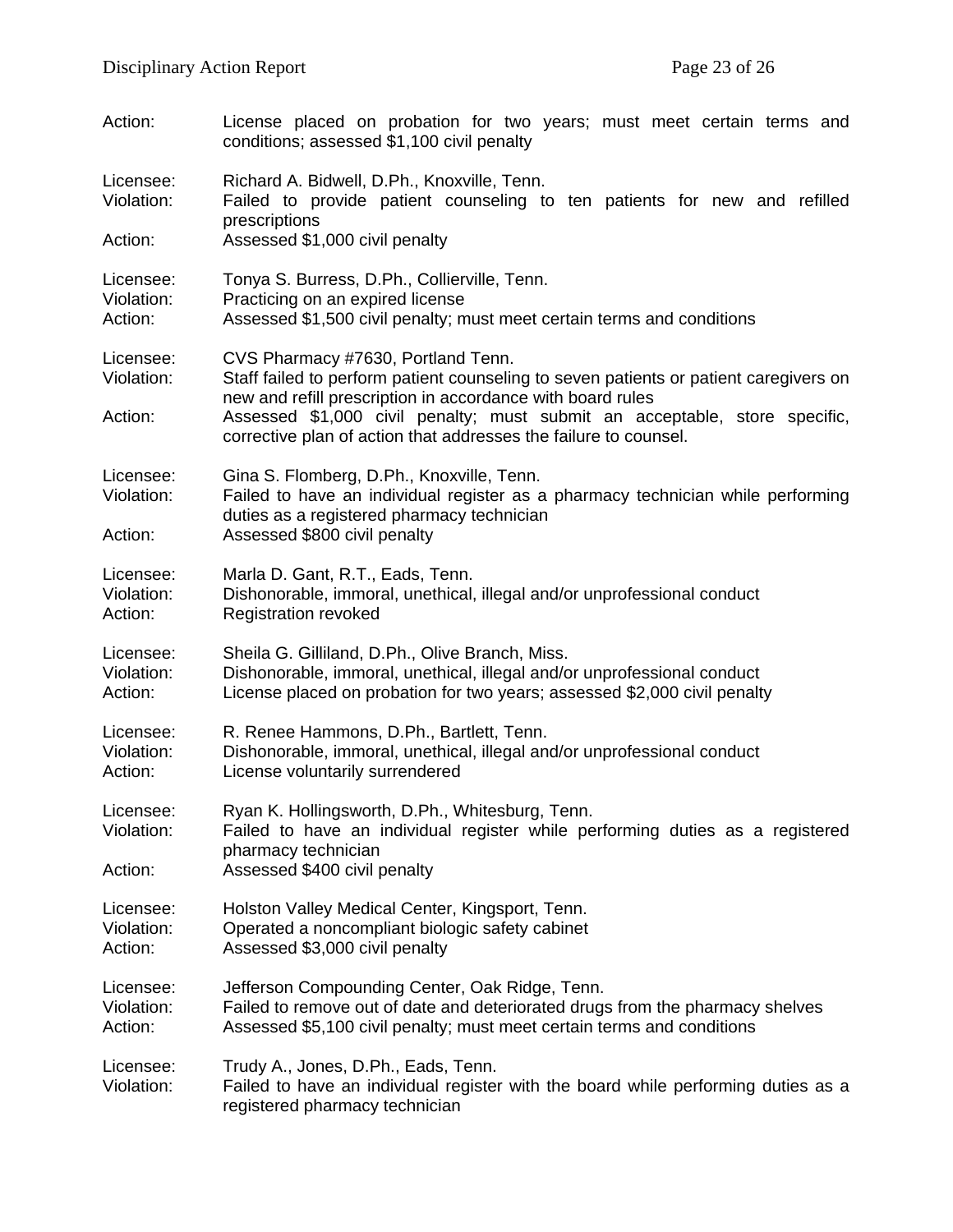Action: License placed on probation for two years; must meet certain terms and conditions; assessed $1,100 civil penalty

Licensee: Richard A. Bidwell, D.Ph., Knoxville, Tenn.
Violation: Failed to provide patient counseling to ten patients for new and refilled prescriptions
Action: Assessed $1,000 civil penalty

Licensee: Tonya S. Burress, D.Ph., Collierville, Tenn.
Violation: Practicing on an expired license
Action: Assessed $1,500 civil penalty; must meet certain terms and conditions

Licensee: CVS Pharmacy #7630, Portland Tenn.
Violation: Staff failed to perform patient counseling to seven patients or patient caregivers on new and refill prescription in accordance with board rules
Action: Assessed $1,000 civil penalty; must submit an acceptable, store specific, corrective plan of action that addresses the failure to counsel.

Licensee: Gina S. Flomberg, D.Ph., Knoxville, Tenn.
Violation: Failed to have an individual register as a pharmacy technician while performing duties as a registered pharmacy technician
Action: Assessed $800 civil penalty

Licensee: Marla D. Gant, R.T., Eads, Tenn.
Violation: Dishonorable, immoral, unethical, illegal and/or unprofessional conduct
Action: Registration revoked

Licensee: Sheila G. Gilliland, D.Ph., Olive Branch, Miss.
Violation: Dishonorable, immoral, unethical, illegal and/or unprofessional conduct
Action: License placed on probation for two years; assessed $2,000 civil penalty

Licensee: R. Renee Hammons, D.Ph., Bartlett, Tenn.
Violation: Dishonorable, immoral, unethical, illegal and/or unprofessional conduct
Action: License voluntarily surrendered

Licensee: Ryan K. Hollingsworth, D.Ph., Whitesburg, Tenn.
Violation: Failed to have an individual register while performing duties as a registered pharmacy technician
Action: Assessed $400 civil penalty

Licensee: Holston Valley Medical Center, Kingsport, Tenn.
Violation: Operated a noncompliant biologic safety cabinet
Action: Assessed $3,000 civil penalty

Licensee: Jefferson Compounding Center, Oak Ridge, Tenn.
Violation: Failed to remove out of date and deteriorated drugs from the pharmacy shelves
Action: Assessed $5,100 civil penalty; must meet certain terms and conditions

Licensee: Trudy A., Jones, D.Ph., Eads, Tenn.
Violation: Failed to have an individual register with the board while performing duties as a registered pharmacy technician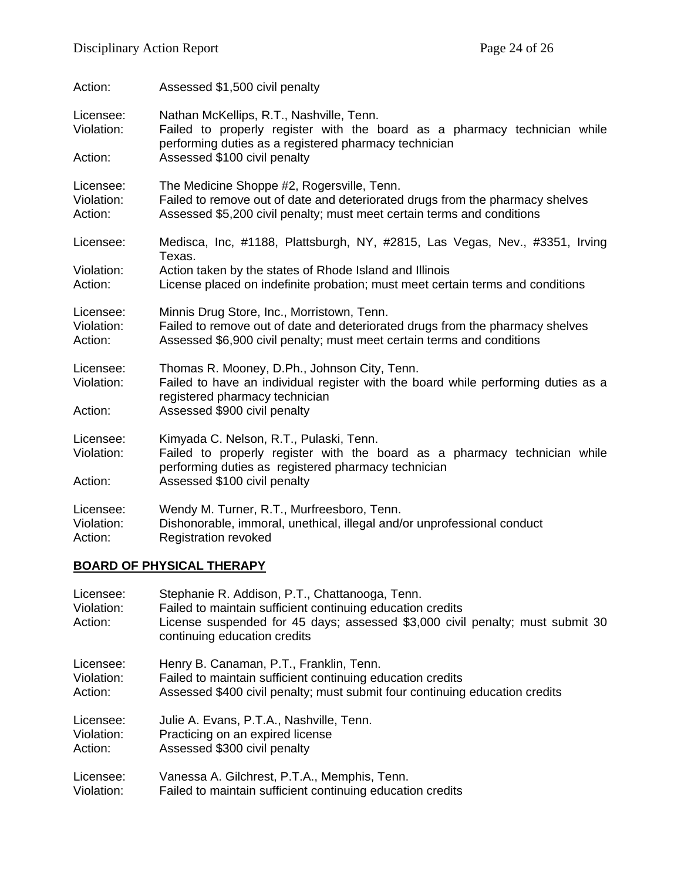Action: Assessed $1,500 civil penalty

Licensee: Nathan McKellips, R.T., Nashville, Tenn.
Violation: Failed to properly register with the board as a pharmacy technician while performing duties as a registered pharmacy technician
Action: Assessed $100 civil penalty

Licensee: The Medicine Shoppe #2, Rogersville, Tenn.
Violation: Failed to remove out of date and deteriorated drugs from the pharmacy shelves
Action: Assessed $5,200 civil penalty; must meet certain terms and conditions

Licensee: Medisca, Inc, #1188, Plattsburgh, NY, #2815, Las Vegas, Nev., #3351, Irving Texas.
Violation: Action taken by the states of Rhode Island and Illinois
Action: License placed on indefinite probation; must meet certain terms and conditions

Licensee: Minnis Drug Store, Inc., Morristown, Tenn.
Violation: Failed to remove out of date and deteriorated drugs from the pharmacy shelves
Action: Assessed $6,900 civil penalty; must meet certain terms and conditions

Licensee: Thomas R. Mooney, D.Ph., Johnson City, Tenn.
Violation: Failed to have an individual register with the board while performing duties as a registered pharmacy technician
Action: Assessed $900 civil penalty

Licensee: Kimyada C. Nelson, R.T., Pulaski, Tenn.
Violation: Failed to properly register with the board as a pharmacy technician while performing duties as registered pharmacy technician
Action: Assessed $100 civil penalty

Licensee: Wendy M. Turner, R.T., Murfreesboro, Tenn.
Violation: Dishonorable, immoral, unethical, illegal and/or unprofessional conduct
Action: Registration revoked

## BOARD OF PHYSICAL THERAPY

Licensee: Stephanie R. Addison, P.T., Chattanooga, Tenn.
Violation: Failed to maintain sufficient continuing education credits
Action: License suspended for 45 days; assessed $3,000 civil penalty; must submit 30 continuing education credits

Licensee: Henry B. Canaman, P.T., Franklin, Tenn.
Violation: Failed to maintain sufficient continuing education credits
Action: Assessed $400 civil penalty; must submit four continuing education credits

Licensee: Julie A. Evans, P.T.A., Nashville, Tenn.
Violation: Practicing on an expired license
Action: Assessed $300 civil penalty

Licensee: Vanessa A. Gilchrest, P.T.A., Memphis, Tenn.
Violation: Failed to maintain sufficient continuing education credits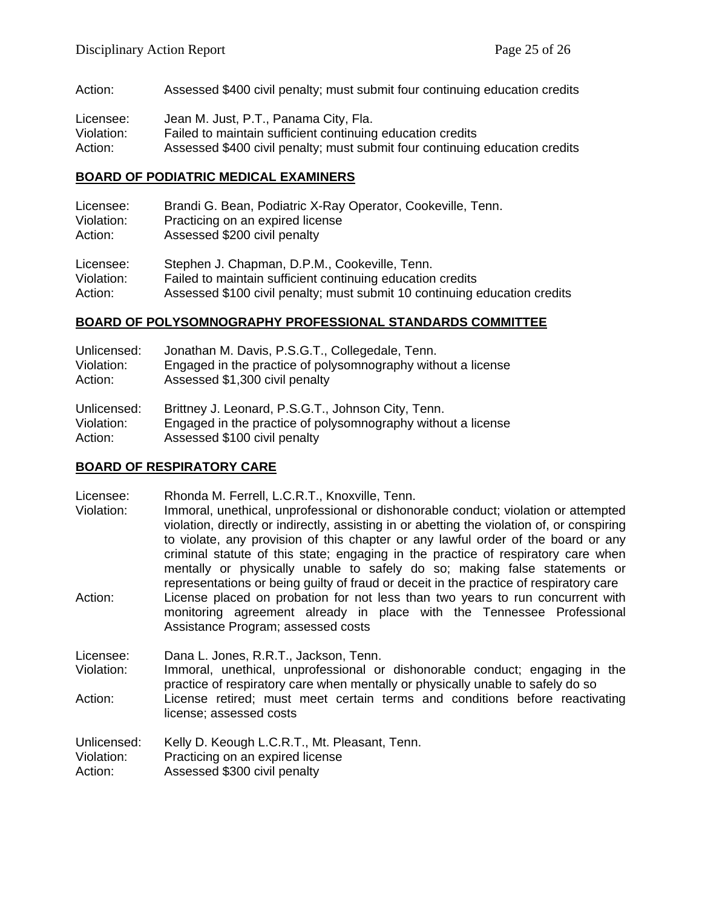Action: Assessed $400 civil penalty; must submit four continuing education credits

Licensee: Jean M. Just, P.T., Panama City, Fla.
Violation: Failed to maintain sufficient continuing education credits
Action: Assessed $400 civil penalty; must submit four continuing education credits

## BOARD OF PODIATRIC MEDICAL EXAMINERS

Licensee: Brandi G. Bean, Podiatric X-Ray Operator, Cookeville, Tenn.
Violation: Practicing on an expired license
Action: Assessed $200 civil penalty

Licensee: Stephen J. Chapman, D.P.M., Cookeville, Tenn.
Violation: Failed to maintain sufficient continuing education credits
Action: Assessed $100 civil penalty; must submit 10 continuing education credits

## BOARD OF POLYSOMNOGRAPHY PROFESSIONAL STANDARDS COMMITTEE

Unlicensed: Jonathan M. Davis, P.S.G.T., Collegedale, Tenn.
Violation: Engaged in the practice of polysomnography without a license
Action: Assessed $1,300 civil penalty

Unlicensed: Brittney J. Leonard, P.S.G.T., Johnson City, Tenn.
Violation: Engaged in the practice of polysomnography without a license
Action: Assessed $100 civil penalty

## BOARD OF RESPIRATORY CARE

Licensee: Rhonda M. Ferrell, L.C.R.T., Knoxville, Tenn.
Violation: Immoral, unethical, unprofessional or dishonorable conduct; violation or attempted violation, directly or indirectly, assisting in or abetting the violation of, or conspiring to violate, any provision of this chapter or any lawful order of the board or any criminal statute of this state; engaging in the practice of respiratory care when mentally or physically unable to safely do so; making false statements or representations or being guilty of fraud or deceit in the practice of respiratory care
Action: License placed on probation for not less than two years to run concurrent with monitoring agreement already in place with the Tennessee Professional Assistance Program; assessed costs

Licensee: Dana L. Jones, R.R.T., Jackson, Tenn.
Violation: Immoral, unethical, unprofessional or dishonorable conduct; engaging in the practice of respiratory care when mentally or physically unable to safely do so
Action: License retired; must meet certain terms and conditions before reactivating license; assessed costs

Unlicensed: Kelly D. Keough L.C.R.T., Mt. Pleasant, Tenn.
Violation: Practicing on an expired license
Action: Assessed $300 civil penalty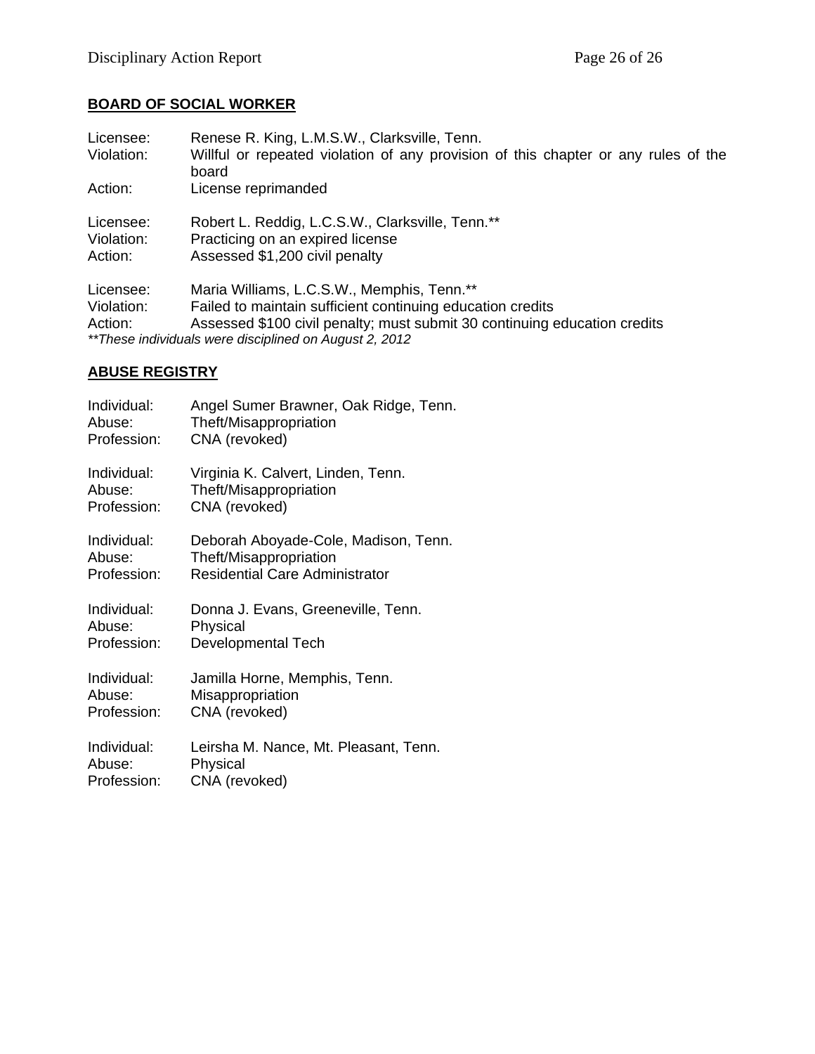## BOARD OF SOCIAL WORKER

Licensee: Renese R. King, L.M.S.W., Clarksville, Tenn.
Violation: Willful or repeated violation of any provision of this chapter or any rules of the board
Action: License reprimanded

Licensee: Robert L. Reddig, L.C.S.W., Clarksville, Tenn.**
Violation: Practicing on an expired license
Action: Assessed $1,200 civil penalty

Licensee: Maria Williams, L.C.S.W., Memphis, Tenn.**
Violation: Failed to maintain sufficient continuing education credits
Action: Assessed $100 civil penalty; must submit 30 continuing education credits

*\*\*These individuals were disciplined on August 2, 2012*

## ABUSE REGISTRY

Individual: Angel Sumer Brawner, Oak Ridge, Tenn.
Abuse: Theft/Misappropriation
Profession: CNA (revoked)

Individual: Virginia K. Calvert, Linden, Tenn.
Abuse: Theft/Misappropriation
Profession: CNA (revoked)

Individual: Deborah Aboyade-Cole, Madison, Tenn.
Abuse: Theft/Misappropriation
Profession: Residential Care Administrator

Individual: Donna J. Evans, Greeneville, Tenn.
Abuse: Physical
Profession: Developmental Tech

Individual: Jamilla Horne, Memphis, Tenn.
Abuse: Misappropriation
Profession: CNA (revoked)

Individual: Leirsha M. Nance, Mt. Pleasant, Tenn.
Abuse: Physical
Profession: CNA (revoked)